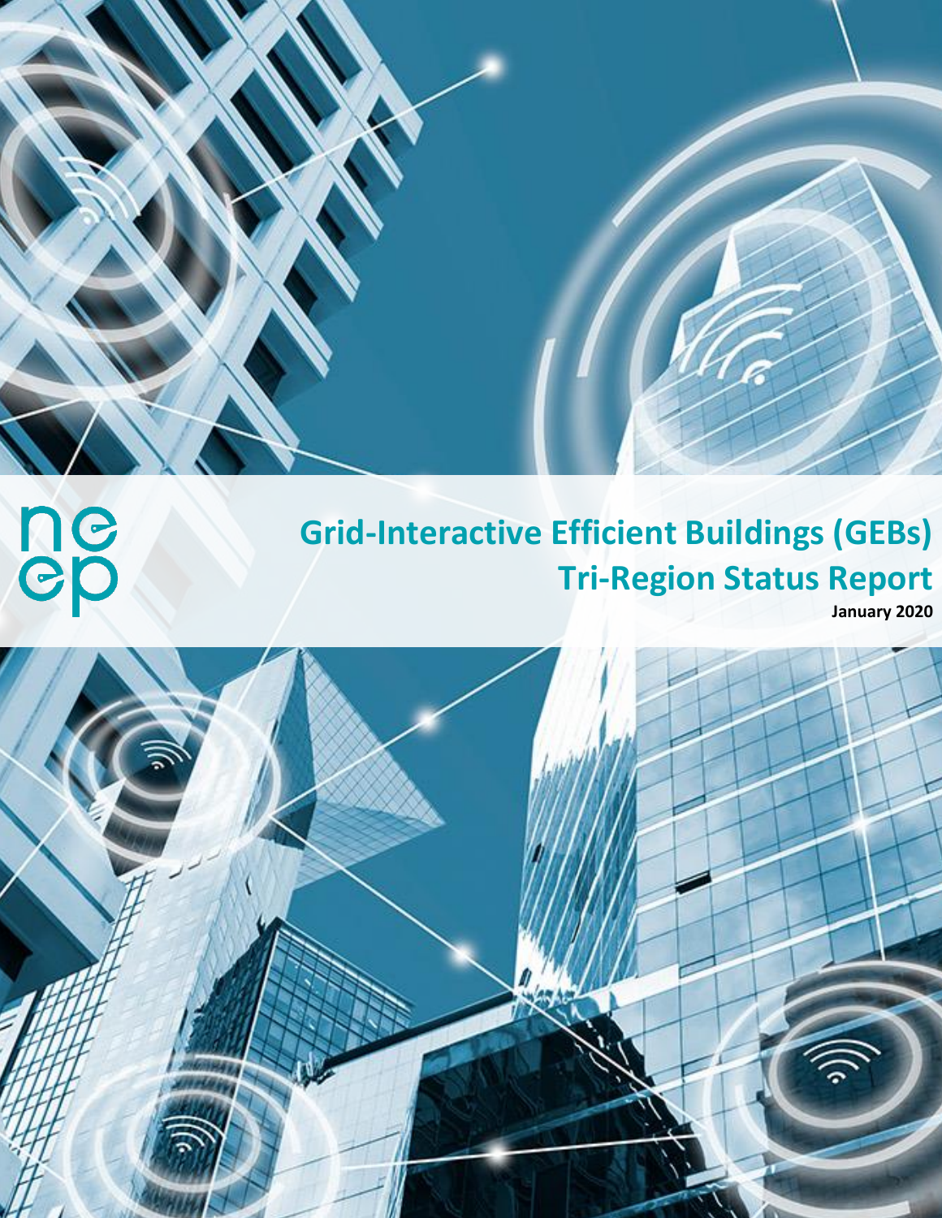neep

# Grid-Interactive Efficient Buildings (GEBs) Tri-Region Status Report

**January 2020**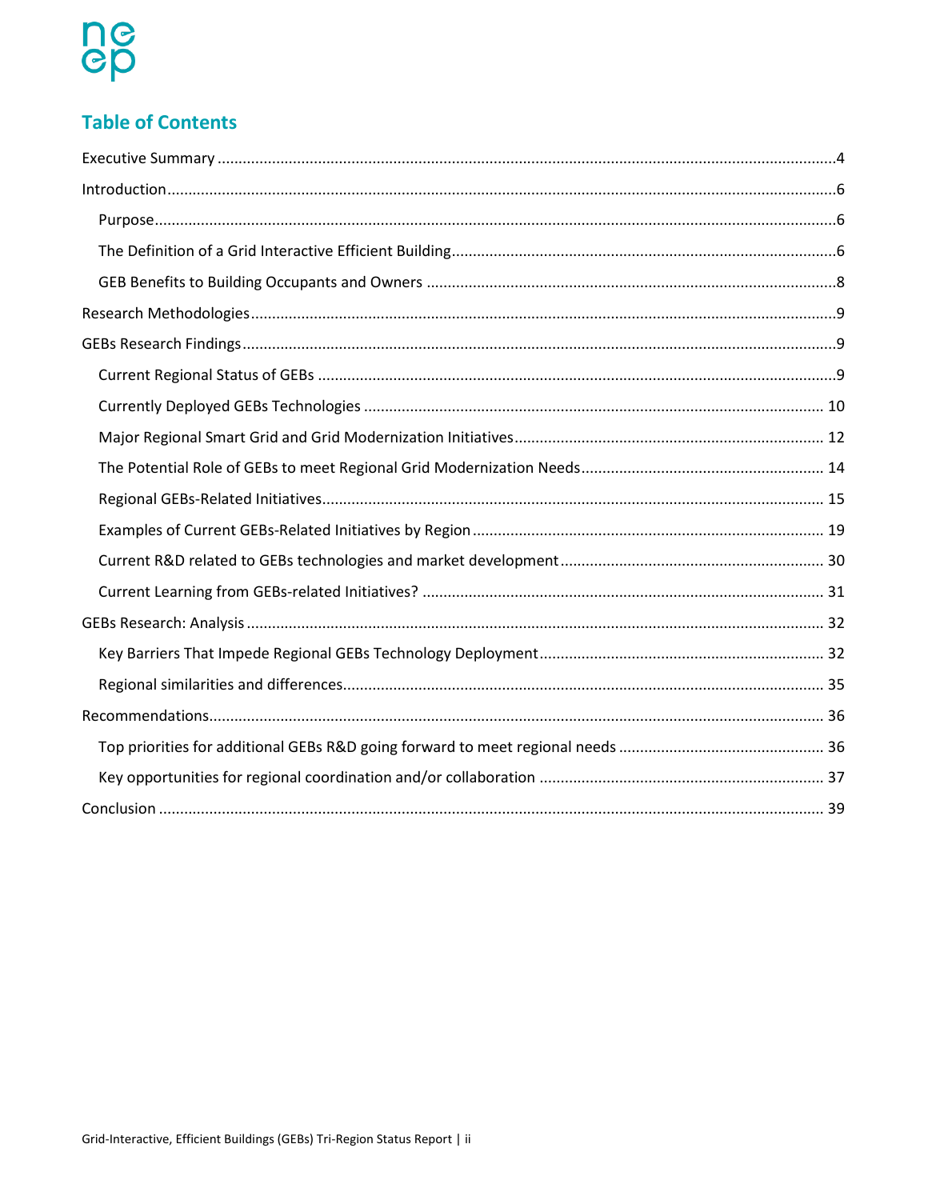## Table of Contents

Executive Summary ....................................................................................................................................4

Introduction ..............................................................................................................................................6

- Purpose ...............................................................................................................................................6
- The Definition of a Grid Interactive Efficient Building ..........................................................................6
- GEB Benefits to Building Occupants and Owners ................................................................................8

Research Methodologies ...........................................................................................................................9

GEBs Research Findings .............................................................................................................................9

- Current Regional Status of GEBs ..........................................................................................................9
- Currently Deployed GEBs Technologies ............................................................................................ 10
- Major Regional Smart Grid and Grid Modernization Initiatives ......................................................... 12
- The Potential Role of GEBs to meet Regional Grid Modernization Needs .......................................... 14
- Regional GEBs-Related Initiatives ...................................................................................................... 15
- Examples of Current GEBs-Related Initiatives by Region ................................................................... 19
- Current R&D related to GEBs technologies and market development ............................................. 30
- Current Learning from GEBs-related Initiatives? .............................................................................. 31

GEBs Research: Analysis ......................................................................................................................... 32

- Key Barriers That Impede Regional GEBs Technology Deployment ................................................... 32
- Regional similarities and differences ................................................................................................. 35

Recommendations ................................................................................................................................... 36

- Top priorities for additional GEBs R&D going forward to meet regional needs ................................. 36
- Key opportunities for regional coordination and/or collaboration .................................................... 37

Conclusion ............................................................................................................................................... 39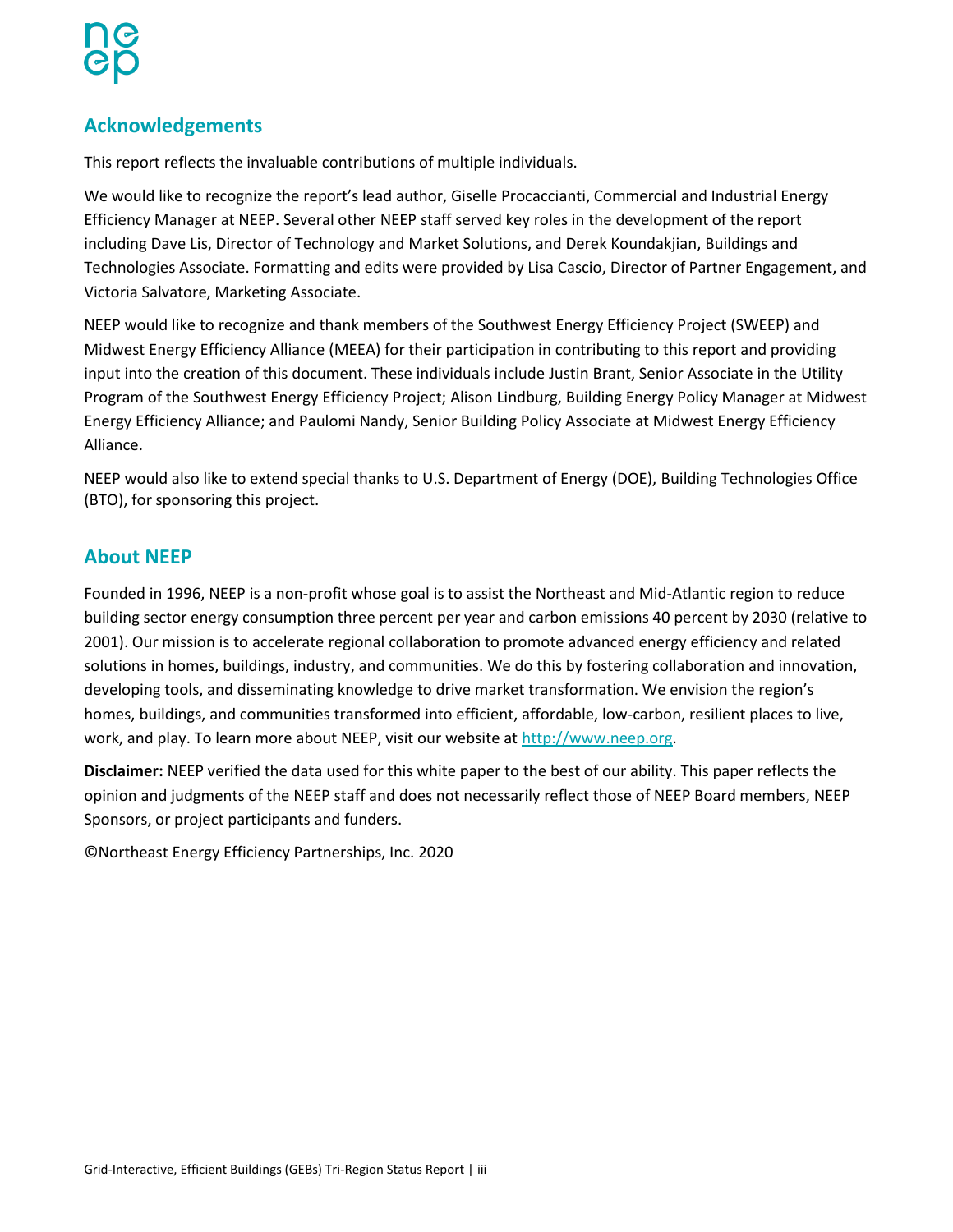## Acknowledgements

This report reflects the invaluable contributions of multiple individuals.

We would like to recognize the report's lead author, Giselle Procaccianti, Commercial and Industrial Energy Efficiency Manager at NEEP. Several other NEEP staff served key roles in the development of the report including Dave Lis, Director of Technology and Market Solutions, and Derek Koundakjian, Buildings and Technologies Associate. Formatting and edits were provided by Lisa Cascio, Director of Partner Engagement, and Victoria Salvatore, Marketing Associate.

NEEP would like to recognize and thank members of the Southwest Energy Efficiency Project (SWEEP) and Midwest Energy Efficiency Alliance (MEEA) for their participation in contributing to this report and providing input into the creation of this document. These individuals include Justin Brant, Senior Associate in the Utility Program of the Southwest Energy Efficiency Project; Alison Lindburg, Building Energy Policy Manager at Midwest Energy Efficiency Alliance; and Paulomi Nandy, Senior Building Policy Associate at Midwest Energy Efficiency Alliance.

NEEP would also like to extend special thanks to U.S. Department of Energy (DOE), Building Technologies Office (BTO), for sponsoring this project.

## About NEEP

Founded in 1996, NEEP is a non-profit whose goal is to assist the Northeast and Mid-Atlantic region to reduce building sector energy consumption three percent per year and carbon emissions 40 percent by 2030 (relative to 2001). Our mission is to accelerate regional collaboration to promote advanced energy efficiency and related solutions in homes, buildings, industry, and communities. We do this by fostering collaboration and innovation, developing tools, and disseminating knowledge to drive market transformation. We envision the region's homes, buildings, and communities transformed into efficient, affordable, low-carbon, resilient places to live, work, and play. To learn more about NEEP, visit our website at http://www.neep.org.

**Disclaimer:** NEEP verified the data used for this white paper to the best of our ability. This paper reflects the opinion and judgments of the NEEP staff and does not necessarily reflect those of NEEP Board members, NEEP Sponsors, or project participants and funders.

©Northeast Energy Efficiency Partnerships, Inc. 2020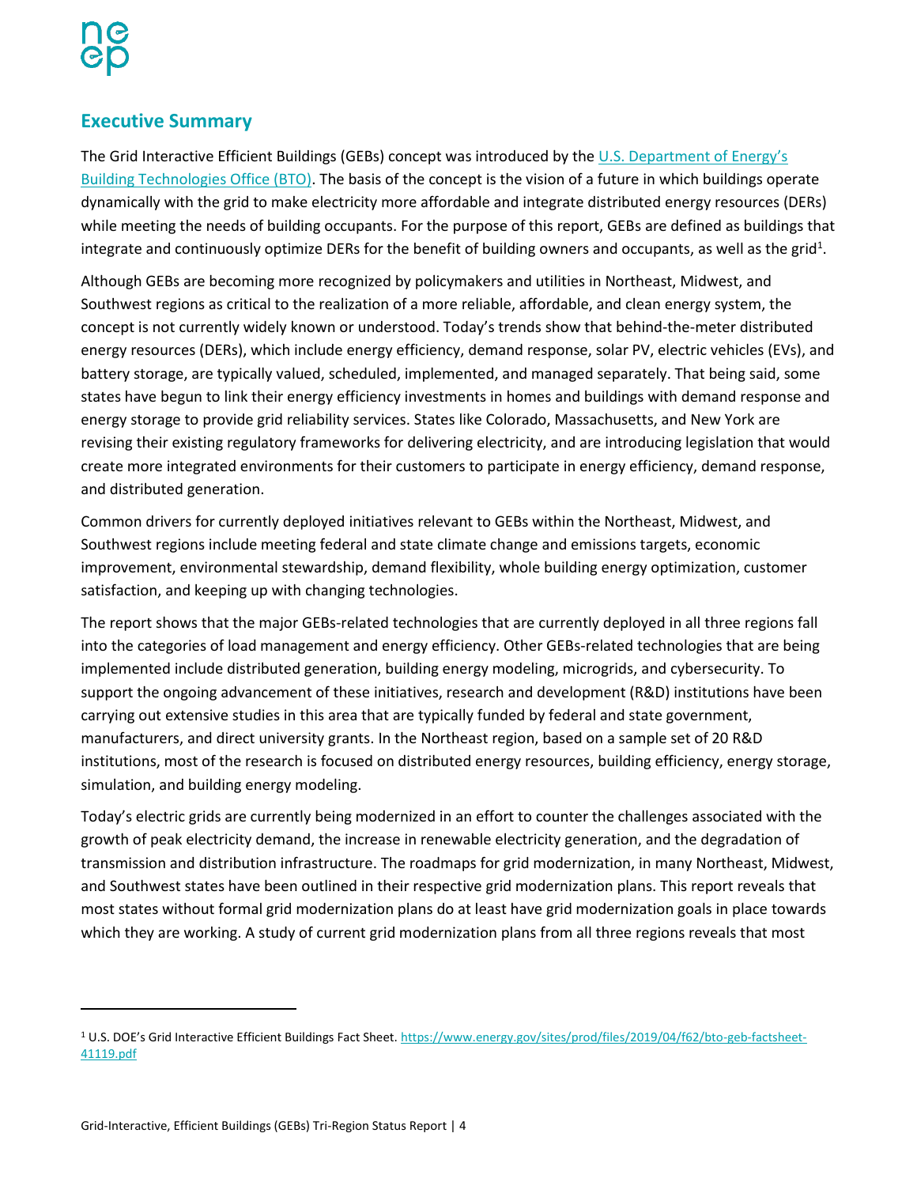## Executive Summary

The Grid Interactive Efficient Buildings (GEBs) concept was introduced by the [U.S. Department of Energy's Building Technologies Office (BTO)](https://www.energy.gov). The basis of the concept is the vision of a future in which buildings operate dynamically with the grid to make electricity more affordable and integrate distributed energy resources (DERs) while meeting the needs of building occupants. For the purpose of this report, GEBs are defined as buildings that integrate and continuously optimize DERs for the benefit of building owners and occupants, as well as the grid[1].

Although GEBs are becoming more recognized by policymakers and utilities in Northeast, Midwest, and Southwest regions as critical to the realization of a more reliable, affordable, and clean energy system, the concept is not currently widely known or understood. Today's trends show that behind-the-meter distributed energy resources (DERs), which include energy efficiency, demand response, solar PV, electric vehicles (EVs), and battery storage, are typically valued, scheduled, implemented, and managed separately. That being said, some states have begun to link their energy efficiency investments in homes and buildings with demand response and energy storage to provide grid reliability services. States like Colorado, Massachusetts, and New York are revising their existing regulatory frameworks for delivering electricity, and are introducing legislation that would create more integrated environments for their customers to participate in energy efficiency, demand response, and distributed generation.

Common drivers for currently deployed initiatives relevant to GEBs within the Northeast, Midwest, and Southwest regions include meeting federal and state climate change and emissions targets, economic improvement, environmental stewardship, demand flexibility, whole building energy optimization, customer satisfaction, and keeping up with changing technologies.

The report shows that the major GEBs-related technologies that are currently deployed in all three regions fall into the categories of load management and energy efficiency. Other GEBs-related technologies that are being implemented include distributed generation, building energy modeling, microgrids, and cybersecurity. To support the ongoing advancement of these initiatives, research and development (R&D) institutions have been carrying out extensive studies in this area that are typically funded by federal and state government, manufacturers, and direct university grants. In the Northeast region, based on a sample set of 20 R&D institutions, most of the research is focused on distributed energy resources, building efficiency, energy storage, simulation, and building energy modeling.

Today's electric grids are currently being modernized in an effort to counter the challenges associated with the growth of peak electricity demand, the increase in renewable electricity generation, and the degradation of transmission and distribution infrastructure. The roadmaps for grid modernization, in many Northeast, Midwest, and Southwest states have been outlined in their respective grid modernization plans. This report reveals that most states without formal grid modernization plans do at least have grid modernization goals in place towards which they are working. A study of current grid modernization plans from all three regions reveals that most

---

[1] U.S. DOE's Grid Interactive Efficient Buildings Fact Sheet. https://www.energy.gov/sites/prod/files/2019/04/f62/bto-geb-factsheet-41119.pdf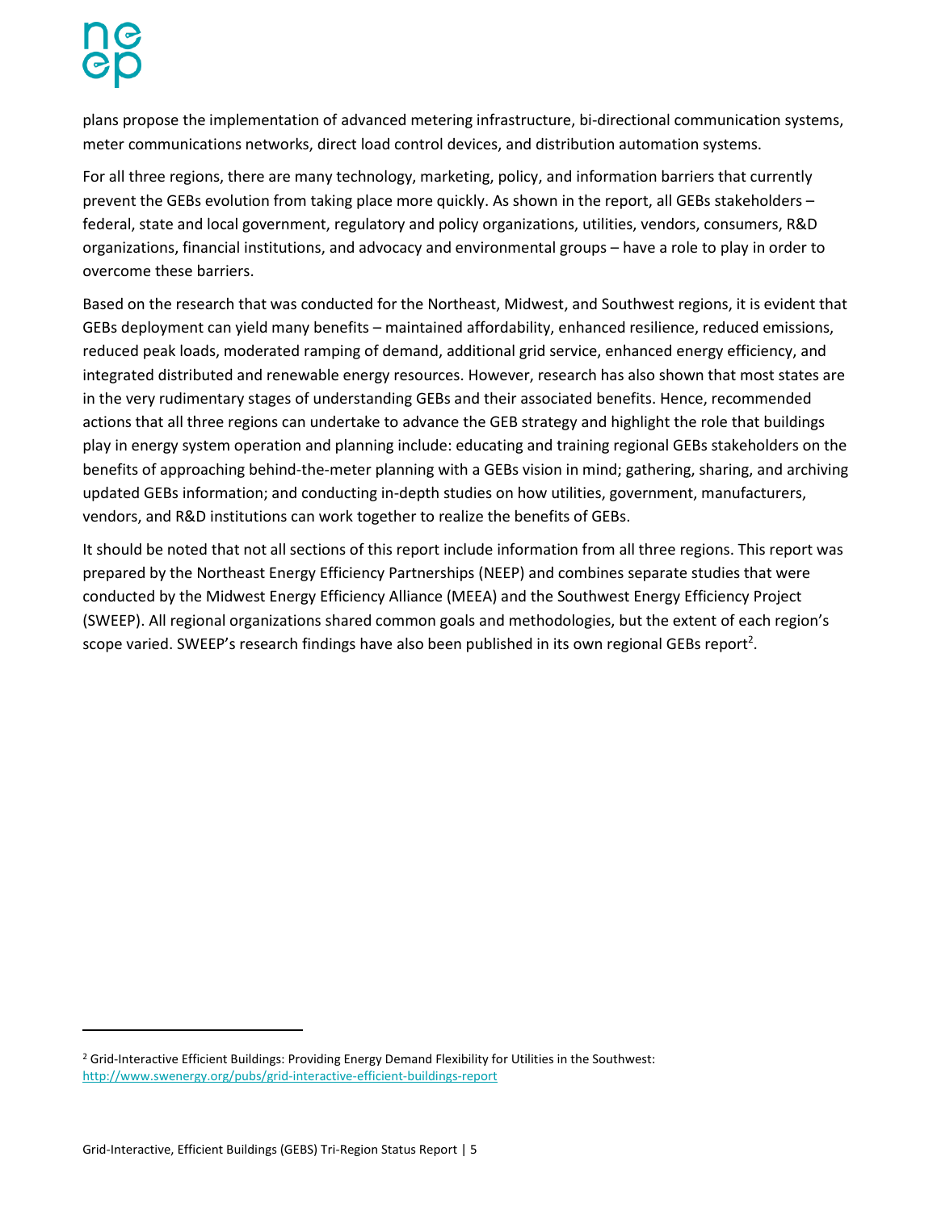plans propose the implementation of advanced metering infrastructure, bi-directional communication systems, meter communications networks, direct load control devices, and distribution automation systems.

For all three regions, there are many technology, marketing, policy, and information barriers that currently prevent the GEBs evolution from taking place more quickly. As shown in the report, all GEBs stakeholders – federal, state and local government, regulatory and policy organizations, utilities, vendors, consumers, R&D organizations, financial institutions, and advocacy and environmental groups – have a role to play in order to overcome these barriers.

Based on the research that was conducted for the Northeast, Midwest, and Southwest regions, it is evident that GEBs deployment can yield many benefits – maintained affordability, enhanced resilience, reduced emissions, reduced peak loads, moderated ramping of demand, additional grid service, enhanced energy efficiency, and integrated distributed and renewable energy resources. However, research has also shown that most states are in the very rudimentary stages of understanding GEBs and their associated benefits. Hence, recommended actions that all three regions can undertake to advance the GEB strategy and highlight the role that buildings play in energy system operation and planning include: educating and training regional GEBs stakeholders on the benefits of approaching behind-the-meter planning with a GEBs vision in mind; gathering, sharing, and archiving updated GEBs information; and conducting in-depth studies on how utilities, government, manufacturers, vendors, and R&D institutions can work together to realize the benefits of GEBs.

It should be noted that not all sections of this report include information from all three regions. This report was prepared by the Northeast Energy Efficiency Partnerships (NEEP) and combines separate studies that were conducted by the Midwest Energy Efficiency Alliance (MEEA) and the Southwest Energy Efficiency Project (SWEEP). All regional organizations shared common goals and methodologies, but the extent of each region's scope varied. SWEEP's research findings have also been published in its own regional GEBs report[2].

---

[2] Grid-Interactive Efficient Buildings: Providing Energy Demand Flexibility for Utilities in the Southwest: http://www.swenergy.org/pubs/grid-interactive-efficient-buildings-report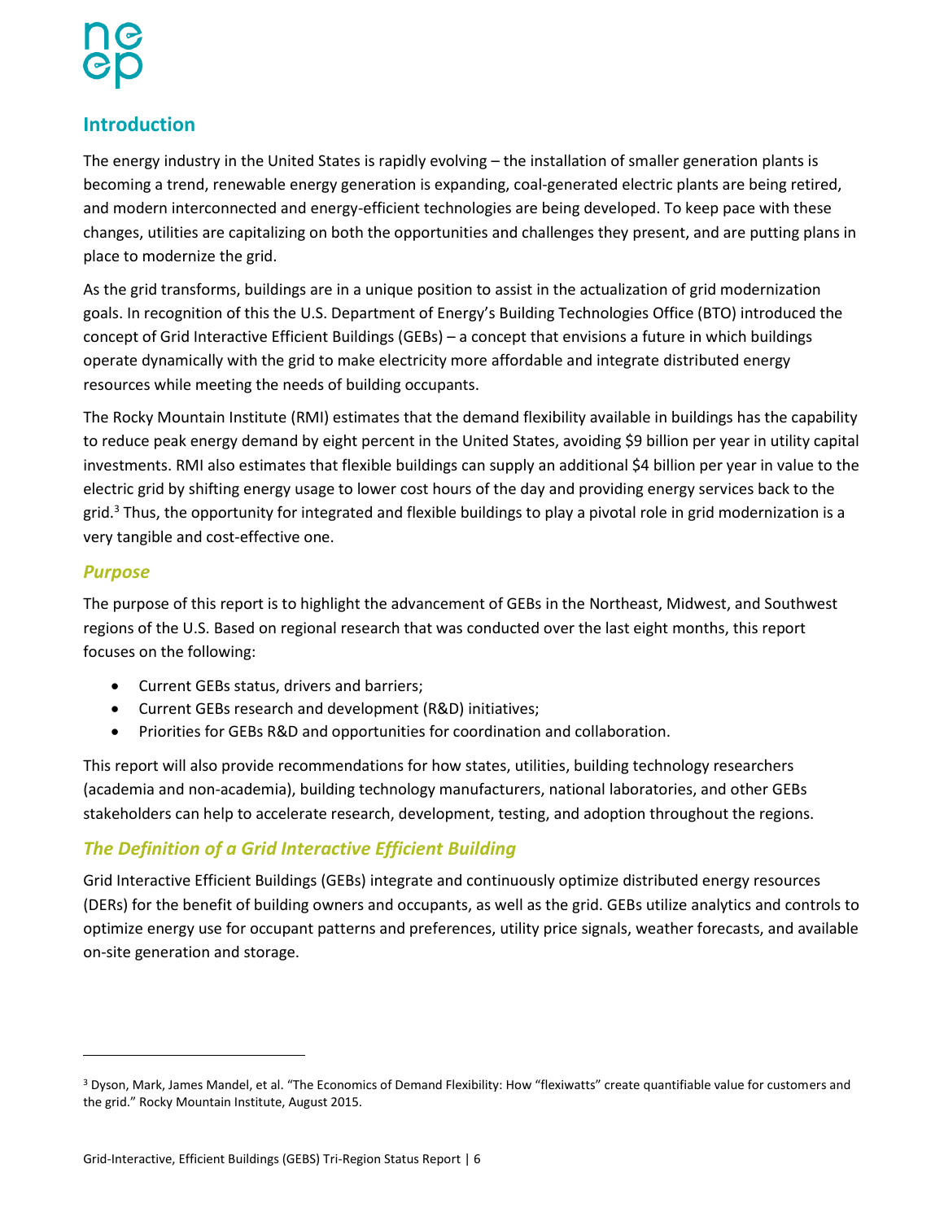## Introduction

The energy industry in the United States is rapidly evolving – the installation of smaller generation plants is becoming a trend, renewable energy generation is expanding, coal-generated electric plants are being retired, and modern interconnected and energy-efficient technologies are being developed. To keep pace with these changes, utilities are capitalizing on both the opportunities and challenges they present, and are putting plans in place to modernize the grid.

As the grid transforms, buildings are in a unique position to assist in the actualization of grid modernization goals. In recognition of this the U.S. Department of Energy's Building Technologies Office (BTO) introduced the concept of Grid Interactive Efficient Buildings (GEBs) – a concept that envisions a future in which buildings operate dynamically with the grid to make electricity more affordable and integrate distributed energy resources while meeting the needs of building occupants.

The Rocky Mountain Institute (RMI) estimates that the demand flexibility available in buildings has the capability to reduce peak energy demand by eight percent in the United States, avoiding $9 billion per year in utility capital investments. RMI also estimates that flexible buildings can supply an additional $4 billion per year in value to the electric grid by shifting energy usage to lower cost hours of the day and providing energy services back to the grid.[3] Thus, the opportunity for integrated and flexible buildings to play a pivotal role in grid modernization is a very tangible and cost-effective one.

### *Purpose*

The purpose of this report is to highlight the advancement of GEBs in the Northeast, Midwest, and Southwest regions of the U.S. Based on regional research that was conducted over the last eight months, this report focuses on the following:

- Current GEBs status, drivers and barriers;
- Current GEBs research and development (R&D) initiatives;
- Priorities for GEBs R&D and opportunities for coordination and collaboration.

This report will also provide recommendations for how states, utilities, building technology researchers (academia and non-academia), building technology manufacturers, national laboratories, and other GEBs stakeholders can help to accelerate research, development, testing, and adoption throughout the regions.

### *The Definition of a Grid Interactive Efficient Building*

Grid Interactive Efficient Buildings (GEBs) integrate and continuously optimize distributed energy resources (DERs) for the benefit of building owners and occupants, as well as the grid. GEBs utilize analytics and controls to optimize energy use for occupant patterns and preferences, utility price signals, weather forecasts, and available on-site generation and storage.

---

[3] Dyson, Mark, James Mandel, et al. "The Economics of Demand Flexibility: How "flexiwatts" create quantifiable value for customers and the grid." Rocky Mountain Institute, August 2015.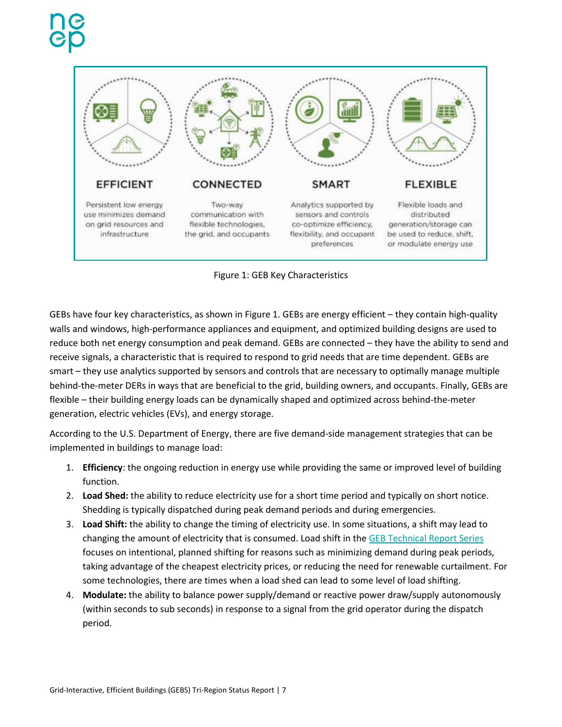EFFICIENT

Persistent low energy use minimizes demand on grid resources and infrastructure

CONNECTED

Two-way communication with flexible technologies, the grid, and occupants

SMART

Analytics supported by sensors and controls co-optimize efficiency, flexibility, and occupant preferences

FLEXIBLE

Flexible loads and distributed generation/storage can be used to reduce, shift, or modulate energy use

Figure 1: GEB Key Characteristics

GEBs have four key characteristics, as shown in Figure 1. GEBs are energy efficient – they contain high-quality walls and windows, high-performance appliances and equipment, and optimized building designs are used to reduce both net energy consumption and peak demand. GEBs are connected – they have the ability to send and receive signals, a characteristic that is required to respond to grid needs that are time dependent. GEBs are smart – they use analytics supported by sensors and controls that are necessary to optimally manage multiple behind-the-meter DERs in ways that are beneficial to the grid, building owners, and occupants. Finally, GEBs are flexible – their building energy loads can be dynamically shaped and optimized across behind-the-meter generation, electric vehicles (EVs), and energy storage.

According to the U.S. Department of Energy, there are five demand-side management strategies that can be implemented in buildings to manage load:

1. **Efficiency**: the ongoing reduction in energy use while providing the same or improved level of building function.
2. **Load Shed:** the ability to reduce electricity use for a short time period and typically on short notice. Shedding is typically dispatched during peak demand periods and during emergencies.
3. **Load Shift:** the ability to change the timing of electricity use. In some situations, a shift may lead to changing the amount of electricity that is consumed. Load shift in the GEB Technical Report Series focuses on intentional, planned shifting for reasons such as minimizing demand during peak periods, taking advantage of the cheapest electricity prices, or reducing the need for renewable curtailment. For some technologies, there are times when a load shed can lead to some level of load shifting.
4. **Modulate:** the ability to balance power supply/demand or reactive power draw/supply autonomously (within seconds to sub seconds) in response to a signal from the grid operator during the dispatch period.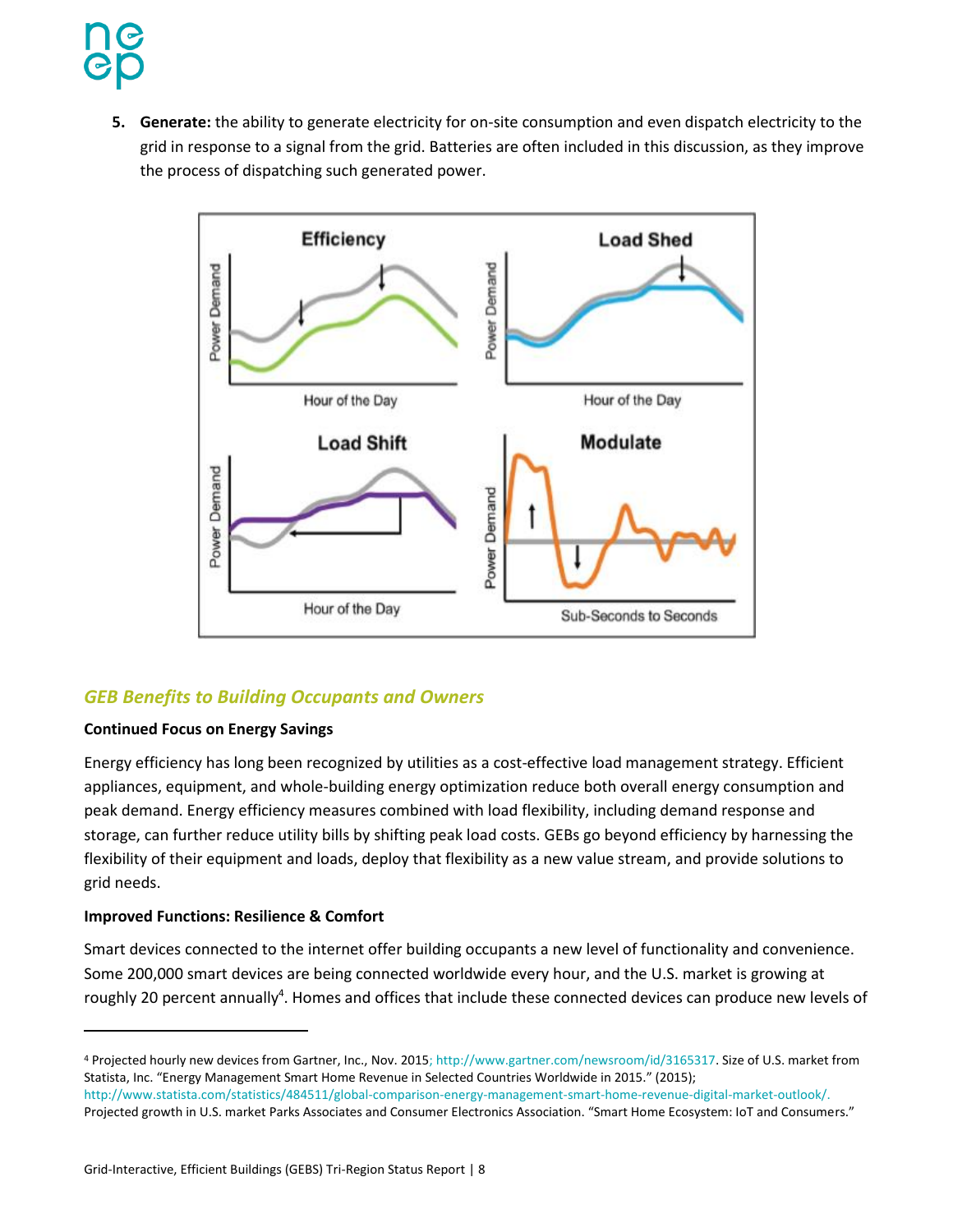5. **Generate:** the ability to generate electricity for on-site consumption and even dispatch electricity to the grid in response to a signal from the grid. Batteries are often included in this discussion, as they improve the process of dispatching such generated power.

## GEB Benefits to Building Occupants and Owners

**Continued Focus on Energy Savings**

Energy efficiency has long been recognized by utilities as a cost-effective load management strategy. Efficient appliances, equipment, and whole-building energy optimization reduce both overall energy consumption and peak demand. Energy efficiency measures combined with load flexibility, including demand response and storage, can further reduce utility bills by shifting peak load costs. GEBs go beyond efficiency by harnessing the flexibility of their equipment and loads, deploy that flexibility as a new value stream, and provide solutions to grid needs.

**Improved Functions: Resilience & Comfort**

Smart devices connected to the internet offer building occupants a new level of functionality and convenience. Some 200,000 smart devices are being connected worldwide every hour, and the U.S. market is growing at roughly 20 percent annually[4]. Homes and offices that include these connected devices can produce new levels of

---

[4] Projected hourly new devices from Gartner, Inc., Nov. 2015; http://www.gartner.com/newsroom/id/3165317. Size of U.S. market from Statista, Inc. "Energy Management Smart Home Revenue in Selected Countries Worldwide in 2015." (2015); http://www.statista.com/statistics/484511/global-comparison-energy-management-smart-home-revenue-digital-market-outlook/. Projected growth in U.S. market Parks Associates and Consumer Electronics Association. "Smart Home Ecosystem: IoT and Consumers."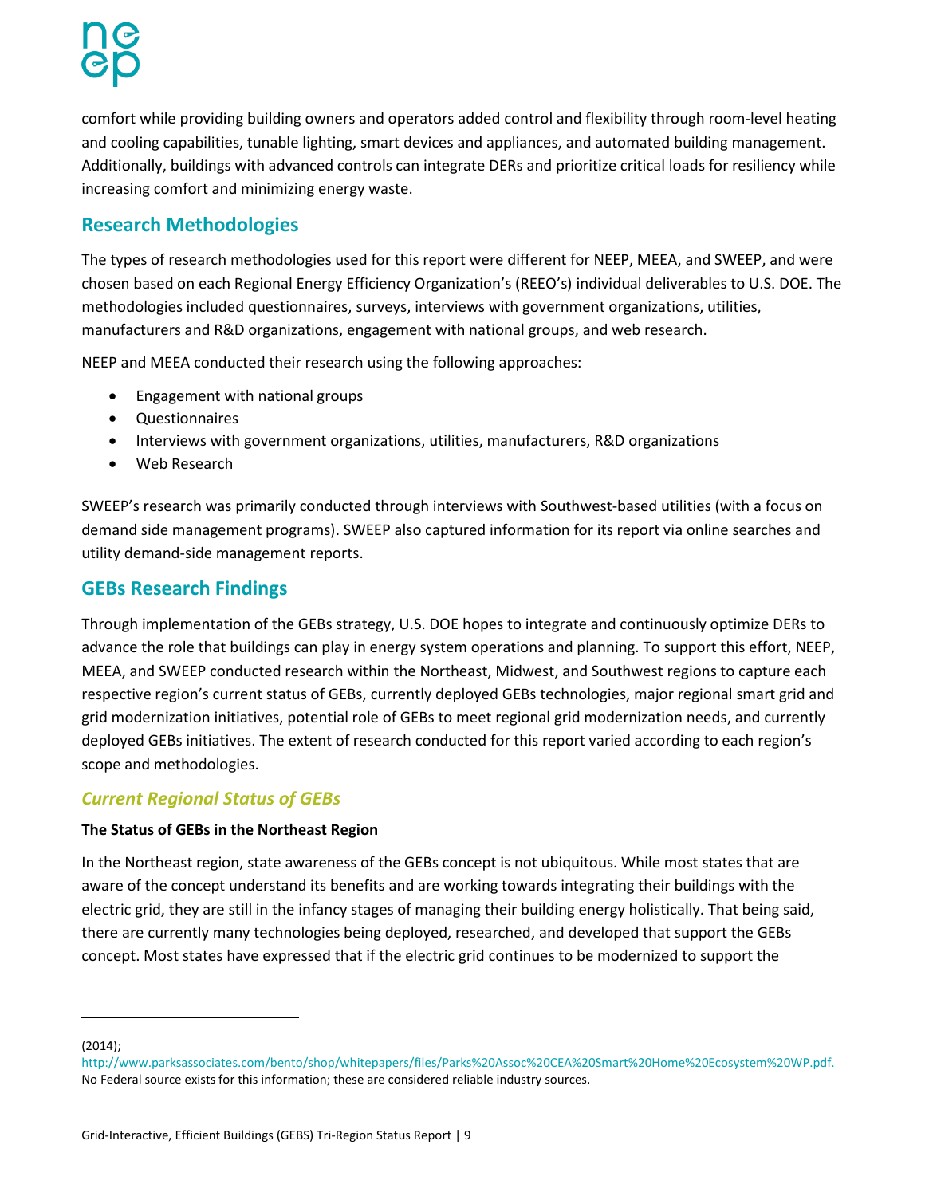comfort while providing building owners and operators added control and flexibility through room-level heating and cooling capabilities, tunable lighting, smart devices and appliances, and automated building management. Additionally, buildings with advanced controls can integrate DERs and prioritize critical loads for resiliency while increasing comfort and minimizing energy waste.

## Research Methodologies

The types of research methodologies used for this report were different for NEEP, MEEA, and SWEEP, and were chosen based on each Regional Energy Efficiency Organization's (REEO's) individual deliverables to U.S. DOE. The methodologies included questionnaires, surveys, interviews with government organizations, utilities, manufacturers and R&D organizations, engagement with national groups, and web research.

NEEP and MEEA conducted their research using the following approaches:

- Engagement with national groups
- Questionnaires
- Interviews with government organizations, utilities, manufacturers, R&D organizations
- Web Research

SWEEP's research was primarily conducted through interviews with Southwest-based utilities (with a focus on demand side management programs). SWEEP also captured information for its report via online searches and utility demand-side management reports.

## GEBs Research Findings

Through implementation of the GEBs strategy, U.S. DOE hopes to integrate and continuously optimize DERs to advance the role that buildings can play in energy system operations and planning. To support this effort, NEEP, MEEA, and SWEEP conducted research within the Northeast, Midwest, and Southwest regions to capture each respective region's current status of GEBs, currently deployed GEBs technologies, major regional smart grid and grid modernization initiatives, potential role of GEBs to meet regional grid modernization needs, and currently deployed GEBs initiatives. The extent of research conducted for this report varied according to each region's scope and methodologies.

### *Current Regional Status of GEBs*

**The Status of GEBs in the Northeast Region**

In the Northeast region, state awareness of the GEBs concept is not ubiquitous. While most states that are aware of the concept understand its benefits and are working towards integrating their buildings with the electric grid, they are still in the infancy stages of managing their building energy holistically. That being said, there are currently many technologies being deployed, researched, and developed that support the GEBs concept. Most states have expressed that if the electric grid continues to be modernized to support the

---

(2014); http://www.parksassociates.com/bento/shop/whitepapers/files/Parks%20Assoc%20CEA%20Smart%20Home%20Ecosystem%20WP.pdf. No Federal source exists for this information; these are considered reliable industry sources.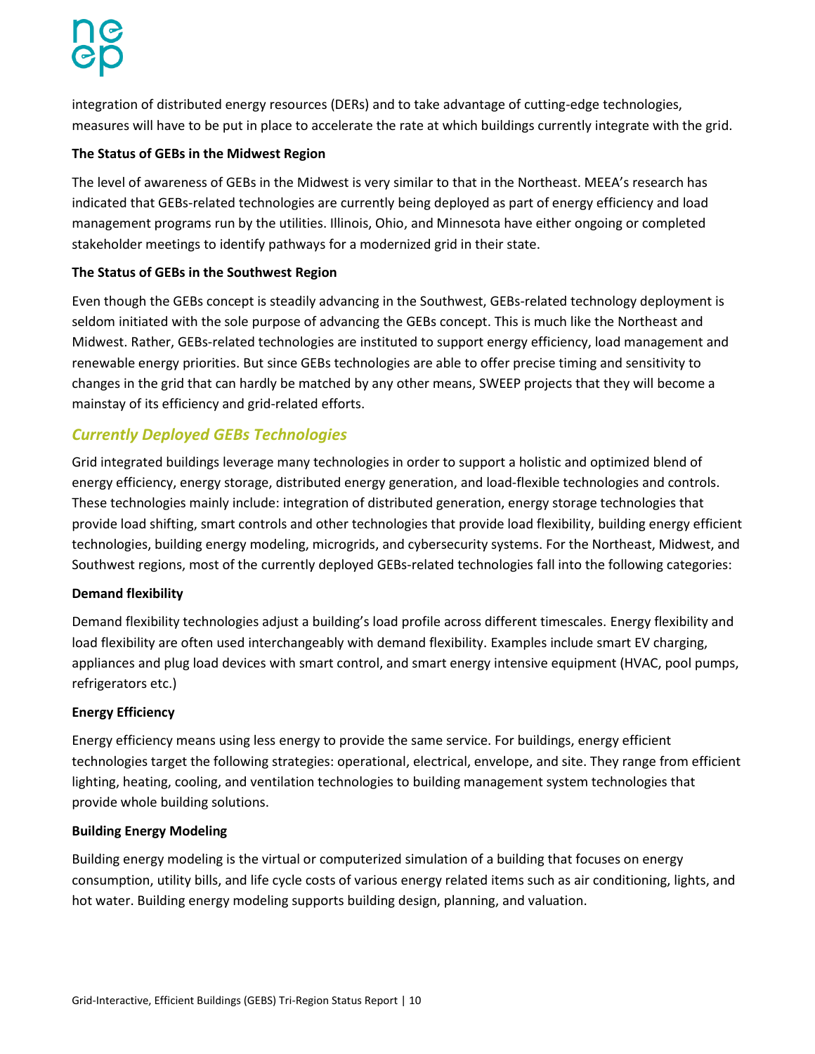integration of distributed energy resources (DERs) and to take advantage of cutting-edge technologies, measures will have to be put in place to accelerate the rate at which buildings currently integrate with the grid.

**The Status of GEBs in the Midwest Region**

The level of awareness of GEBs in the Midwest is very similar to that in the Northeast. MEEA's research has indicated that GEBs-related technologies are currently being deployed as part of energy efficiency and load management programs run by the utilities. Illinois, Ohio, and Minnesota have either ongoing or completed stakeholder meetings to identify pathways for a modernized grid in their state.

**The Status of GEBs in the Southwest Region**

Even though the GEBs concept is steadily advancing in the Southwest, GEBs-related technology deployment is seldom initiated with the sole purpose of advancing the GEBs concept. This is much like the Northeast and Midwest. Rather, GEBs-related technologies are instituted to support energy efficiency, load management and renewable energy priorities. But since GEBs technologies are able to offer precise timing and sensitivity to changes in the grid that can hardly be matched by any other means, SWEEP projects that they will become a mainstay of its efficiency and grid-related efforts.

## *Currently Deployed GEBs Technologies*

Grid integrated buildings leverage many technologies in order to support a holistic and optimized blend of energy efficiency, energy storage, distributed energy generation, and load-flexible technologies and controls. These technologies mainly include: integration of distributed generation, energy storage technologies that provide load shifting, smart controls and other technologies that provide load flexibility, building energy efficient technologies, building energy modeling, microgrids, and cybersecurity systems. For the Northeast, Midwest, and Southwest regions, most of the currently deployed GEBs-related technologies fall into the following categories:

**Demand flexibility**

Demand flexibility technologies adjust a building's load profile across different timescales. Energy flexibility and load flexibility are often used interchangeably with demand flexibility. Examples include smart EV charging, appliances and plug load devices with smart control, and smart energy intensive equipment (HVAC, pool pumps, refrigerators etc.)

**Energy Efficiency**

Energy efficiency means using less energy to provide the same service. For buildings, energy efficient technologies target the following strategies: operational, electrical, envelope, and site. They range from efficient lighting, heating, cooling, and ventilation technologies to building management system technologies that provide whole building solutions.

**Building Energy Modeling**

Building energy modeling is the virtual or computerized simulation of a building that focuses on energy consumption, utility bills, and life cycle costs of various energy related items such as air conditioning, lights, and hot water. Building energy modeling supports building design, planning, and valuation.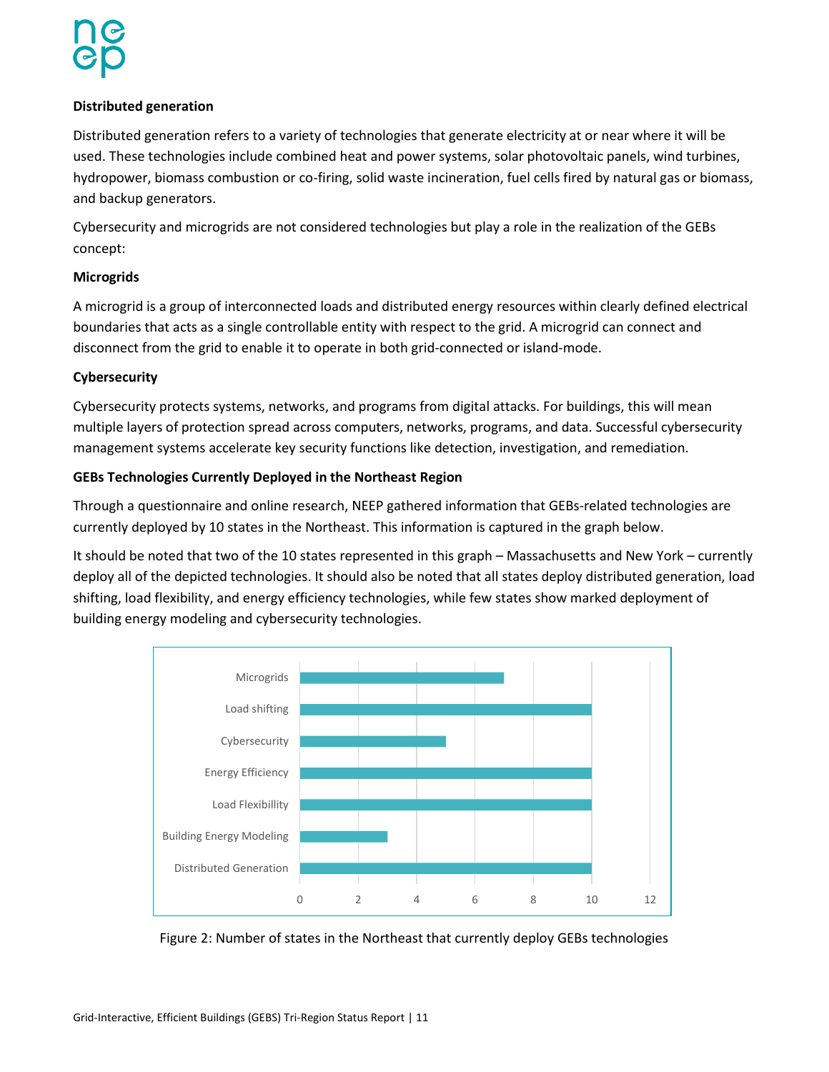**Distributed generation**

Distributed generation refers to a variety of technologies that generate electricity at or near where it will be used. These technologies include combined heat and power systems, solar photovoltaic panels, wind turbines, hydropower, biomass combustion or co-firing, solid waste incineration, fuel cells fired by natural gas or biomass, and backup generators.

Cybersecurity and microgrids are not considered technologies but play a role in the realization of the GEBs concept:

**Microgrids**

A microgrid is a group of interconnected loads and distributed energy resources within clearly defined electrical boundaries that acts as a single controllable entity with respect to the grid. A microgrid can connect and disconnect from the grid to enable it to operate in both grid-connected or island-mode.

**Cybersecurity**

Cybersecurity protects systems, networks, and programs from digital attacks. For buildings, this will mean multiple layers of protection spread across computers, networks, programs, and data. Successful cybersecurity management systems accelerate key security functions like detection, investigation, and remediation.

**GEBs Technologies Currently Deployed in the Northeast Region**

Through a questionnaire and online research, NEEP gathered information that GEBs-related technologies are currently deployed by 10 states in the Northeast. This information is captured in the graph below.

It should be noted that two of the 10 states represented in this graph – Massachusetts and New York – currently deploy all of the depicted technologies. It should also be noted that all states deploy distributed generation, load shifting, load flexibility, and energy efficiency technologies, while few states show marked deployment of building energy modeling and cybersecurity technologies.

| Technology | Number of states |
| --- | --- |
| Microgrids | 7 |
| Load shifting | 10 |
| Cybersecurity | 5 |
| Energy Efficiency | 10 |
| Load Flexibillity | 10 |
| Building Energy Modeling | 3 |
| Distributed Generation | 10 |

Figure 2: Number of states in the Northeast that currently deploy GEBs technologies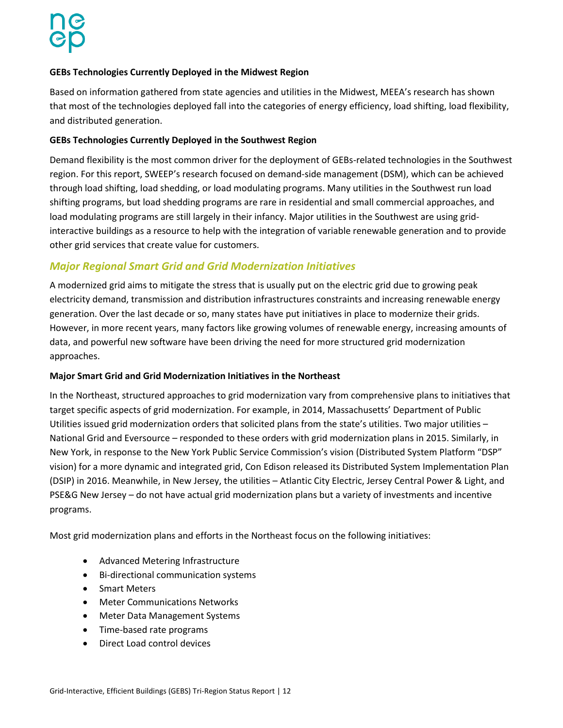**GEBs Technologies Currently Deployed in the Midwest Region**

Based on information gathered from state agencies and utilities in the Midwest, MEEA's research has shown that most of the technologies deployed fall into the categories of energy efficiency, load shifting, load flexibility, and distributed generation.

**GEBs Technologies Currently Deployed in the Southwest Region**

Demand flexibility is the most common driver for the deployment of GEBs-related technologies in the Southwest region. For this report, SWEEP's research focused on demand-side management (DSM), which can be achieved through load shifting, load shedding, or load modulating programs. Many utilities in the Southwest run load shifting programs, but load shedding programs are rare in residential and small commercial approaches, and load modulating programs are still largely in their infancy. Major utilities in the Southwest are using grid-interactive buildings as a resource to help with the integration of variable renewable generation and to provide other grid services that create value for customers.

## *Major Regional Smart Grid and Grid Modernization Initiatives*

A modernized grid aims to mitigate the stress that is usually put on the electric grid due to growing peak electricity demand, transmission and distribution infrastructures constraints and increasing renewable energy generation. Over the last decade or so, many states have put initiatives in place to modernize their grids. However, in more recent years, many factors like growing volumes of renewable energy, increasing amounts of data, and powerful new software have been driving the need for more structured grid modernization approaches.

**Major Smart Grid and Grid Modernization Initiatives in the Northeast**

In the Northeast, structured approaches to grid modernization vary from comprehensive plans to initiatives that target specific aspects of grid modernization. For example, in 2014, Massachusetts' Department of Public Utilities issued grid modernization orders that solicited plans from the state's utilities. Two major utilities – National Grid and Eversource – responded to these orders with grid modernization plans in 2015. Similarly, in New York, in response to the New York Public Service Commission's vision (Distributed System Platform "DSP" vision) for a more dynamic and integrated grid, Con Edison released its Distributed System Implementation Plan (DSIP) in 2016. Meanwhile, in New Jersey, the utilities – Atlantic City Electric, Jersey Central Power & Light, and PSE&G New Jersey – do not have actual grid modernization plans but a variety of investments and incentive programs.

Most grid modernization plans and efforts in the Northeast focus on the following initiatives:

- Advanced Metering Infrastructure
- Bi-directional communication systems
- Smart Meters
- Meter Communications Networks
- Meter Data Management Systems
- Time-based rate programs
- Direct Load control devices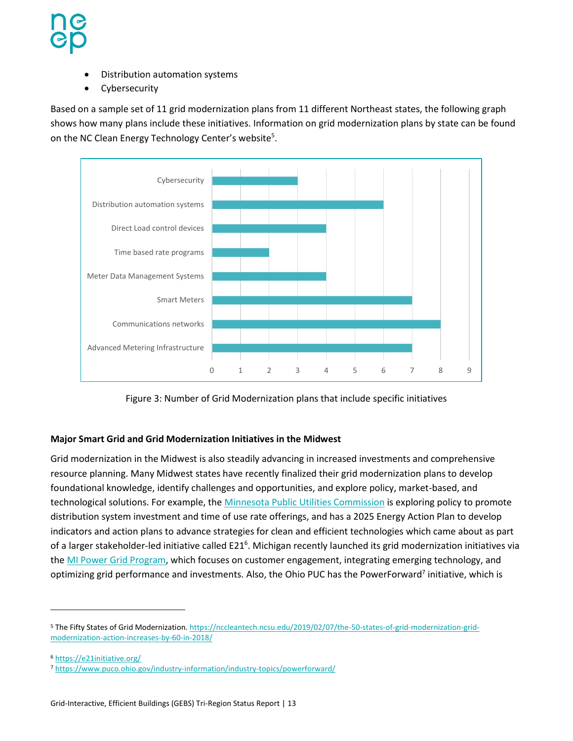- Distribution automation systems
- Cybersecurity

Based on a sample set of 11 grid modernization plans from 11 different Northeast states, the following graph shows how many plans include these initiatives. Information on grid modernization plans by state can be found on the NC Clean Energy Technology Center's website[5].

| Initiative | Number of plans |
| --- | --- |
| Cybersecurity | 3 |
| Distribution automation systems | 6 |
| Direct Load control devices | 4 |
| Time based rate programs | 2 |
| Meter Data Management Systems | 4 |
| Smart Meters | 7 |
| Communications networks | 8 |
| Advanced Metering Infrastructure | 7 |

Figure 3: Number of Grid Modernization plans that include specific initiatives

**Major Smart Grid and Grid Modernization Initiatives in the Midwest**

Grid modernization in the Midwest is also steadily advancing in increased investments and comprehensive resource planning. Many Midwest states have recently finalized their grid modernization plans to develop foundational knowledge, identify challenges and opportunities, and explore policy, market-based, and technological solutions. For example, the Minnesota Public Utilities Commission is exploring policy to promote distribution system investment and time of use rate offerings, and has a 2025 Energy Action Plan to develop indicators and action plans to advance strategies for clean and efficient technologies which came about as part of a larger stakeholder-led initiative called E21[6]. Michigan recently launched its grid modernization initiatives via the MI Power Grid Program, which focuses on customer engagement, integrating emerging technology, and optimizing grid performance and investments. Also, the Ohio PUC has the PowerForward[7] initiative, which is

---

[5] The Fifty States of Grid Modernization. https://nccleantech.ncsu.edu/2019/02/07/the-50-states-of-grid-modernization-grid-modernization-action-increases-by-60-in-2018/

[6] https://e21initiative.org/

[7] https://www.puco.ohio.gov/industry-information/industry-topics/powerforward/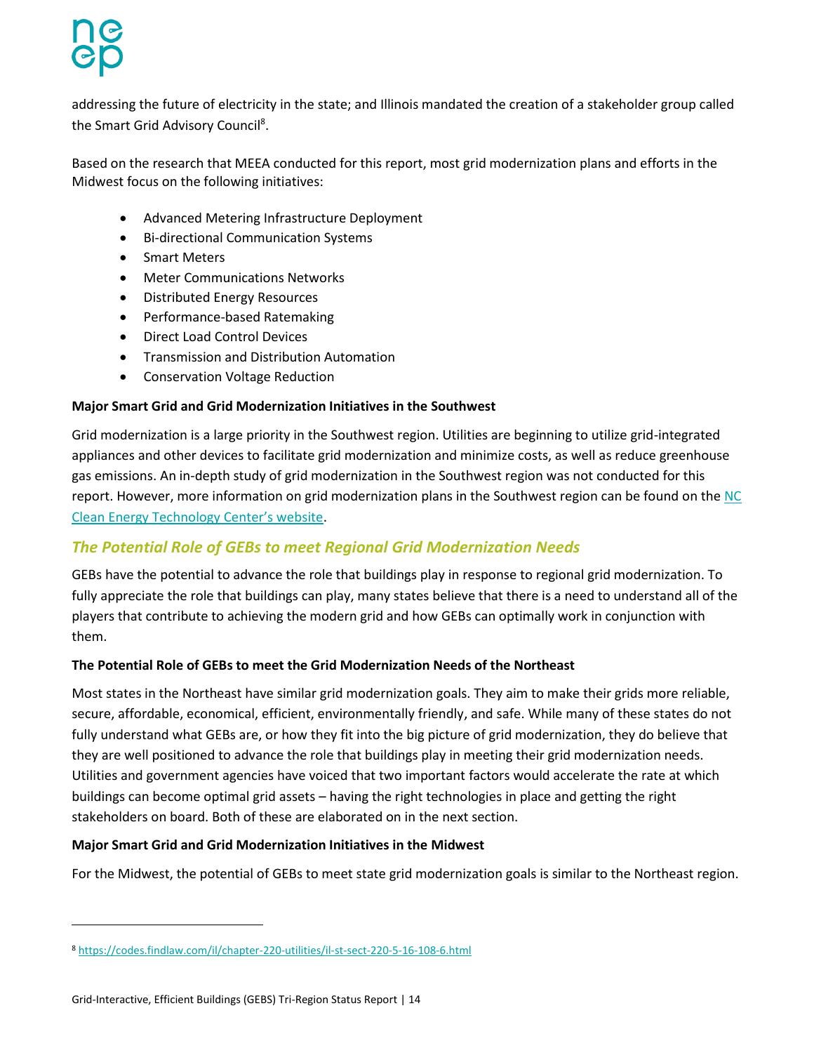addressing the future of electricity in the state; and Illinois mandated the creation of a stakeholder group called the Smart Grid Advisory Council[8].

Based on the research that MEEA conducted for this report, most grid modernization plans and efforts in the Midwest focus on the following initiatives:

- Advanced Metering Infrastructure Deployment
- Bi-directional Communication Systems
- Smart Meters
- Meter Communications Networks
- Distributed Energy Resources
- Performance-based Ratemaking
- Direct Load Control Devices
- Transmission and Distribution Automation
- Conservation Voltage Reduction

**Major Smart Grid and Grid Modernization Initiatives in the Southwest**

Grid modernization is a large priority in the Southwest region. Utilities are beginning to utilize grid-integrated appliances and other devices to facilitate grid modernization and minimize costs, as well as reduce greenhouse gas emissions. An in-depth study of grid modernization in the Southwest region was not conducted for this report. However, more information on grid modernization plans in the Southwest region can be found on the NC Clean Energy Technology Center's website.

## *The Potential Role of GEBs to meet Regional Grid Modernization Needs*

GEBs have the potential to advance the role that buildings play in response to regional grid modernization. To fully appreciate the role that buildings can play, many states believe that there is a need to understand all of the players that contribute to achieving the modern grid and how GEBs can optimally work in conjunction with them.

**The Potential Role of GEBs to meet the Grid Modernization Needs of the Northeast**

Most states in the Northeast have similar grid modernization goals. They aim to make their grids more reliable, secure, affordable, economical, efficient, environmentally friendly, and safe. While many of these states do not fully understand what GEBs are, or how they fit into the big picture of grid modernization, they do believe that they are well positioned to advance the role that buildings play in meeting their grid modernization needs. Utilities and government agencies have voiced that two important factors would accelerate the rate at which buildings can become optimal grid assets – having the right technologies in place and getting the right stakeholders on board. Both of these are elaborated on in the next section.

**Major Smart Grid and Grid Modernization Initiatives in the Midwest**

For the Midwest, the potential of GEBs to meet state grid modernization goals is similar to the Northeast region.

---

[8] https://codes.findlaw.com/il/chapter-220-utilities/il-st-sect-220-5-16-108-6.html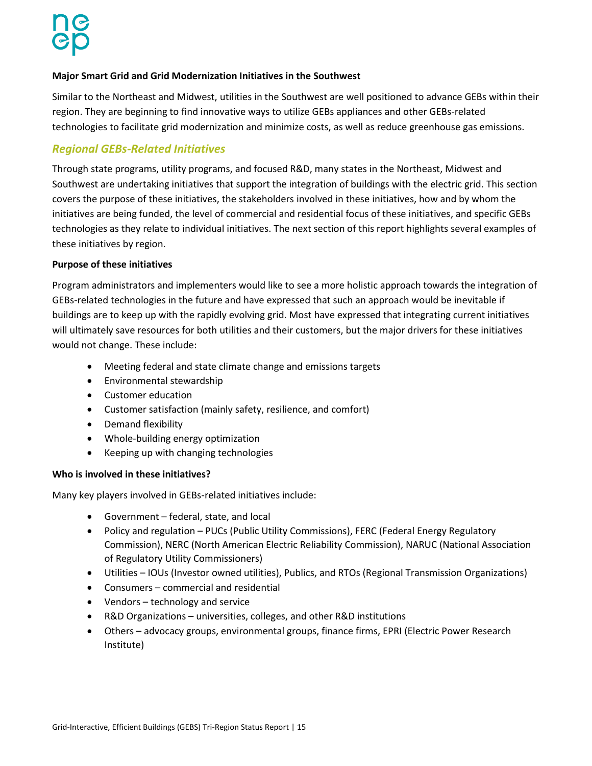**Major Smart Grid and Grid Modernization Initiatives in the Southwest**

Similar to the Northeast and Midwest, utilities in the Southwest are well positioned to advance GEBs within their region. They are beginning to find innovative ways to utilize GEBs appliances and other GEBs-related technologies to facilitate grid modernization and minimize costs, as well as reduce greenhouse gas emissions.

## *Regional GEBs-Related Initiatives*

Through state programs, utility programs, and focused R&D, many states in the Northeast, Midwest and Southwest are undertaking initiatives that support the integration of buildings with the electric grid. This section covers the purpose of these initiatives, the stakeholders involved in these initiatives, how and by whom the initiatives are being funded, the level of commercial and residential focus of these initiatives, and specific GEBs technologies as they relate to individual initiatives. The next section of this report highlights several examples of these initiatives by region.

**Purpose of these initiatives**

Program administrators and implementers would like to see a more holistic approach towards the integration of GEBs-related technologies in the future and have expressed that such an approach would be inevitable if buildings are to keep up with the rapidly evolving grid. Most have expressed that integrating current initiatives will ultimately save resources for both utilities and their customers, but the major drivers for these initiatives would not change. These include:

- Meeting federal and state climate change and emissions targets
- Environmental stewardship
- Customer education
- Customer satisfaction (mainly safety, resilience, and comfort)
- Demand flexibility
- Whole-building energy optimization
- Keeping up with changing technologies

**Who is involved in these initiatives?**

Many key players involved in GEBs-related initiatives include:

- Government – federal, state, and local
- Policy and regulation – PUCs (Public Utility Commissions), FERC (Federal Energy Regulatory Commission), NERC (North American Electric Reliability Commission), NARUC (National Association of Regulatory Utility Commissioners)
- Utilities – IOUs (Investor owned utilities), Publics, and RTOs (Regional Transmission Organizations)
- Consumers – commercial and residential
- Vendors – technology and service
- R&D Organizations – universities, colleges, and other R&D institutions
- Others – advocacy groups, environmental groups, finance firms, EPRI (Electric Power Research Institute)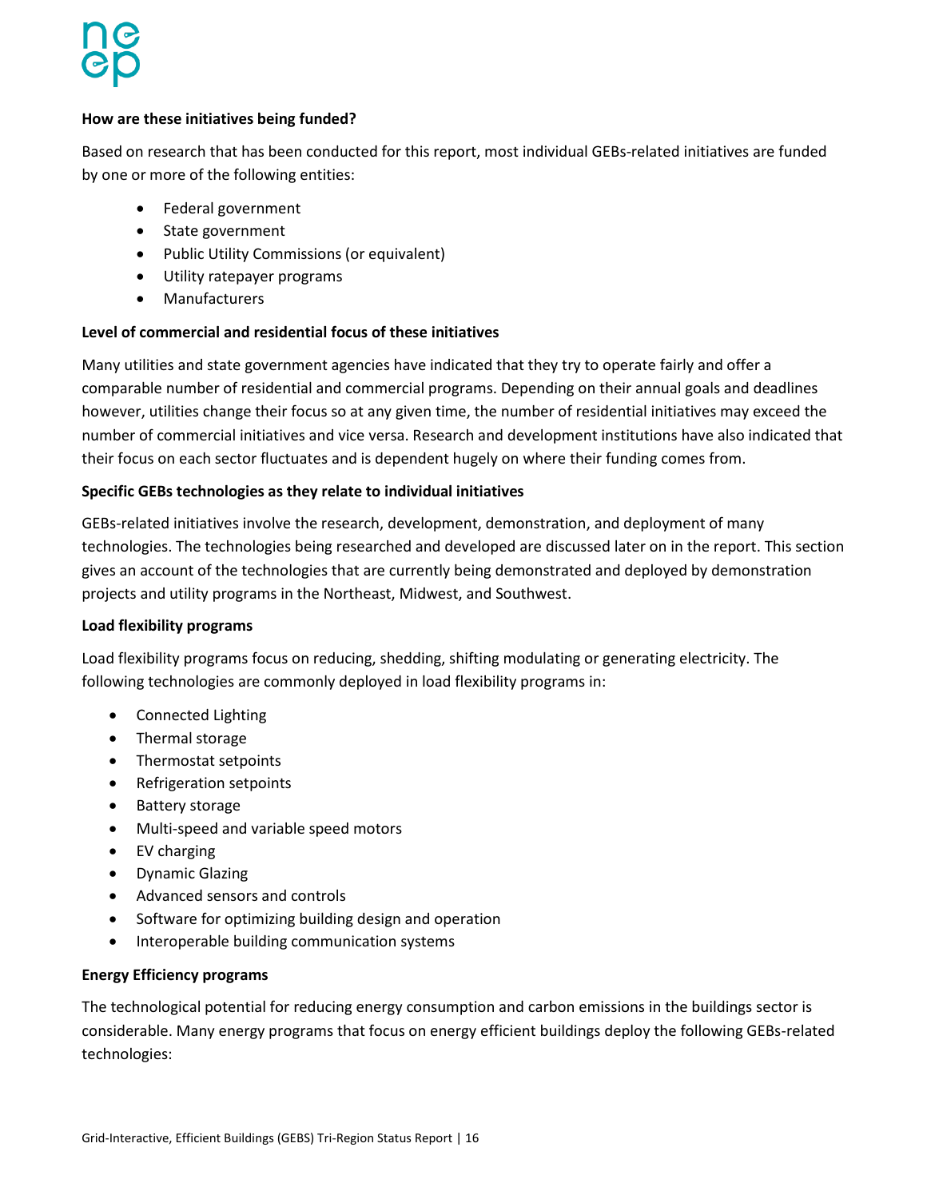**How are these initiatives being funded?**

Based on research that has been conducted for this report, most individual GEBs-related initiatives are funded by one or more of the following entities:

- Federal government
- State government
- Public Utility Commissions (or equivalent)
- Utility ratepayer programs
- Manufacturers

**Level of commercial and residential focus of these initiatives**

Many utilities and state government agencies have indicated that they try to operate fairly and offer a comparable number of residential and commercial programs. Depending on their annual goals and deadlines however, utilities change their focus so at any given time, the number of residential initiatives may exceed the number of commercial initiatives and vice versa. Research and development institutions have also indicated that their focus on each sector fluctuates and is dependent hugely on where their funding comes from.

**Specific GEBs technologies as they relate to individual initiatives**

GEBs-related initiatives involve the research, development, demonstration, and deployment of many technologies. The technologies being researched and developed are discussed later on in the report. This section gives an account of the technologies that are currently being demonstrated and deployed by demonstration projects and utility programs in the Northeast, Midwest, and Southwest.

**Load flexibility programs**

Load flexibility programs focus on reducing, shedding, shifting modulating or generating electricity. The following technologies are commonly deployed in load flexibility programs in:

- Connected Lighting
- Thermal storage
- Thermostat setpoints
- Refrigeration setpoints
- Battery storage
- Multi-speed and variable speed motors
- EV charging
- Dynamic Glazing
- Advanced sensors and controls
- Software for optimizing building design and operation
- Interoperable building communication systems

**Energy Efficiency programs**

The technological potential for reducing energy consumption and carbon emissions in the buildings sector is considerable. Many energy programs that focus on energy efficient buildings deploy the following GEBs-related technologies: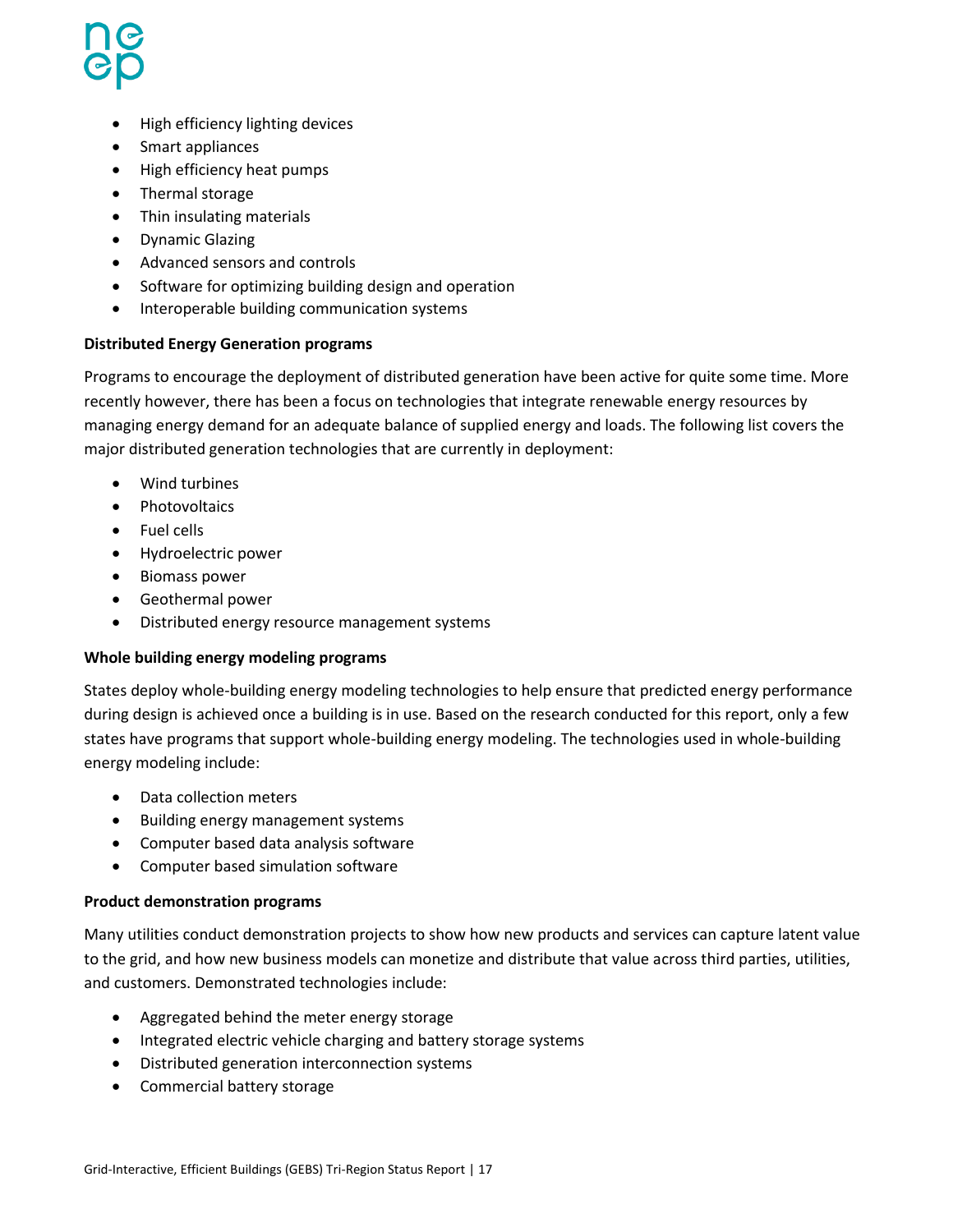- High efficiency lighting devices
- Smart appliances
- High efficiency heat pumps
- Thermal storage
- Thin insulating materials
- Dynamic Glazing
- Advanced sensors and controls
- Software for optimizing building design and operation
- Interoperable building communication systems

**Distributed Energy Generation programs**

Programs to encourage the deployment of distributed generation have been active for quite some time. More recently however, there has been a focus on technologies that integrate renewable energy resources by managing energy demand for an adequate balance of supplied energy and loads. The following list covers the major distributed generation technologies that are currently in deployment:

- Wind turbines
- Photovoltaics
- Fuel cells
- Hydroelectric power
- Biomass power
- Geothermal power
- Distributed energy resource management systems

**Whole building energy modeling programs**

States deploy whole-building energy modeling technologies to help ensure that predicted energy performance during design is achieved once a building is in use. Based on the research conducted for this report, only a few states have programs that support whole-building energy modeling. The technologies used in whole-building energy modeling include:

- Data collection meters
- Building energy management systems
- Computer based data analysis software
- Computer based simulation software

**Product demonstration programs**

Many utilities conduct demonstration projects to show how new products and services can capture latent value to the grid, and how new business models can monetize and distribute that value across third parties, utilities, and customers. Demonstrated technologies include:

- Aggregated behind the meter energy storage
- Integrated electric vehicle charging and battery storage systems
- Distributed generation interconnection systems
- Commercial battery storage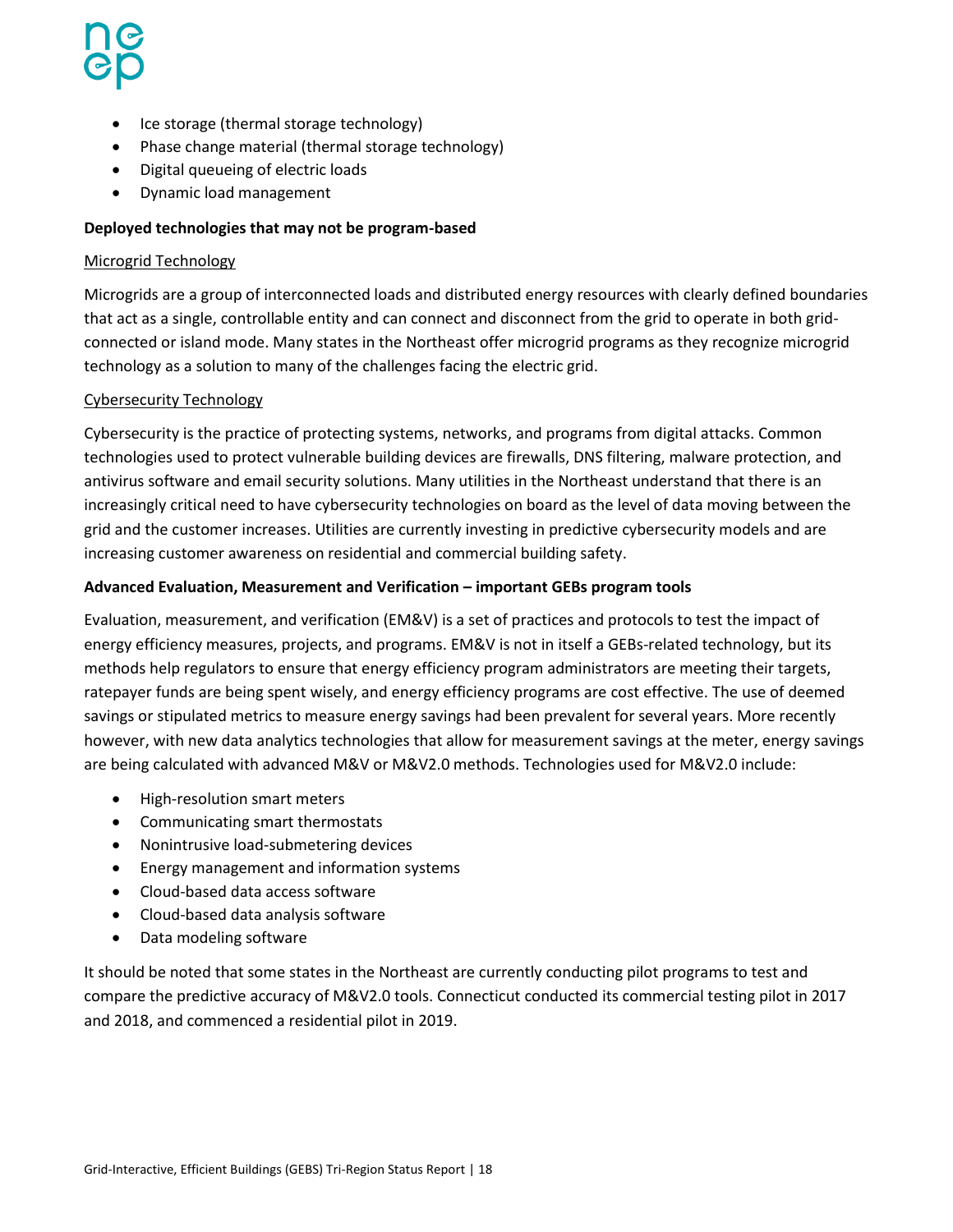- Ice storage (thermal storage technology)
- Phase change material (thermal storage technology)
- Digital queueing of electric loads
- Dynamic load management

**Deployed technologies that may not be program-based**

<u>Microgrid Technology</u>

Microgrids are a group of interconnected loads and distributed energy resources with clearly defined boundaries that act as a single, controllable entity and can connect and disconnect from the grid to operate in both grid-connected or island mode. Many states in the Northeast offer microgrid programs as they recognize microgrid technology as a solution to many of the challenges facing the electric grid.

<u>Cybersecurity Technology</u>

Cybersecurity is the practice of protecting systems, networks, and programs from digital attacks. Common technologies used to protect vulnerable building devices are firewalls, DNS filtering, malware protection, and antivirus software and email security solutions. Many utilities in the Northeast understand that there is an increasingly critical need to have cybersecurity technologies on board as the level of data moving between the grid and the customer increases. Utilities are currently investing in predictive cybersecurity models and are increasing customer awareness on residential and commercial building safety.

**Advanced Evaluation, Measurement and Verification – important GEBs program tools**

Evaluation, measurement, and verification (EM&V) is a set of practices and protocols to test the impact of energy efficiency measures, projects, and programs. EM&V is not in itself a GEBs-related technology, but its methods help regulators to ensure that energy efficiency program administrators are meeting their targets, ratepayer funds are being spent wisely, and energy efficiency programs are cost effective. The use of deemed savings or stipulated metrics to measure energy savings had been prevalent for several years. More recently however, with new data analytics technologies that allow for measurement savings at the meter, energy savings are being calculated with advanced M&V or M&V2.0 methods. Technologies used for M&V2.0 include:

- High-resolution smart meters
- Communicating smart thermostats
- Nonintrusive load-submetering devices
- Energy management and information systems
- Cloud-based data access software
- Cloud-based data analysis software
- Data modeling software

It should be noted that some states in the Northeast are currently conducting pilot programs to test and compare the predictive accuracy of M&V2.0 tools. Connecticut conducted its commercial testing pilot in 2017 and 2018, and commenced a residential pilot in 2019.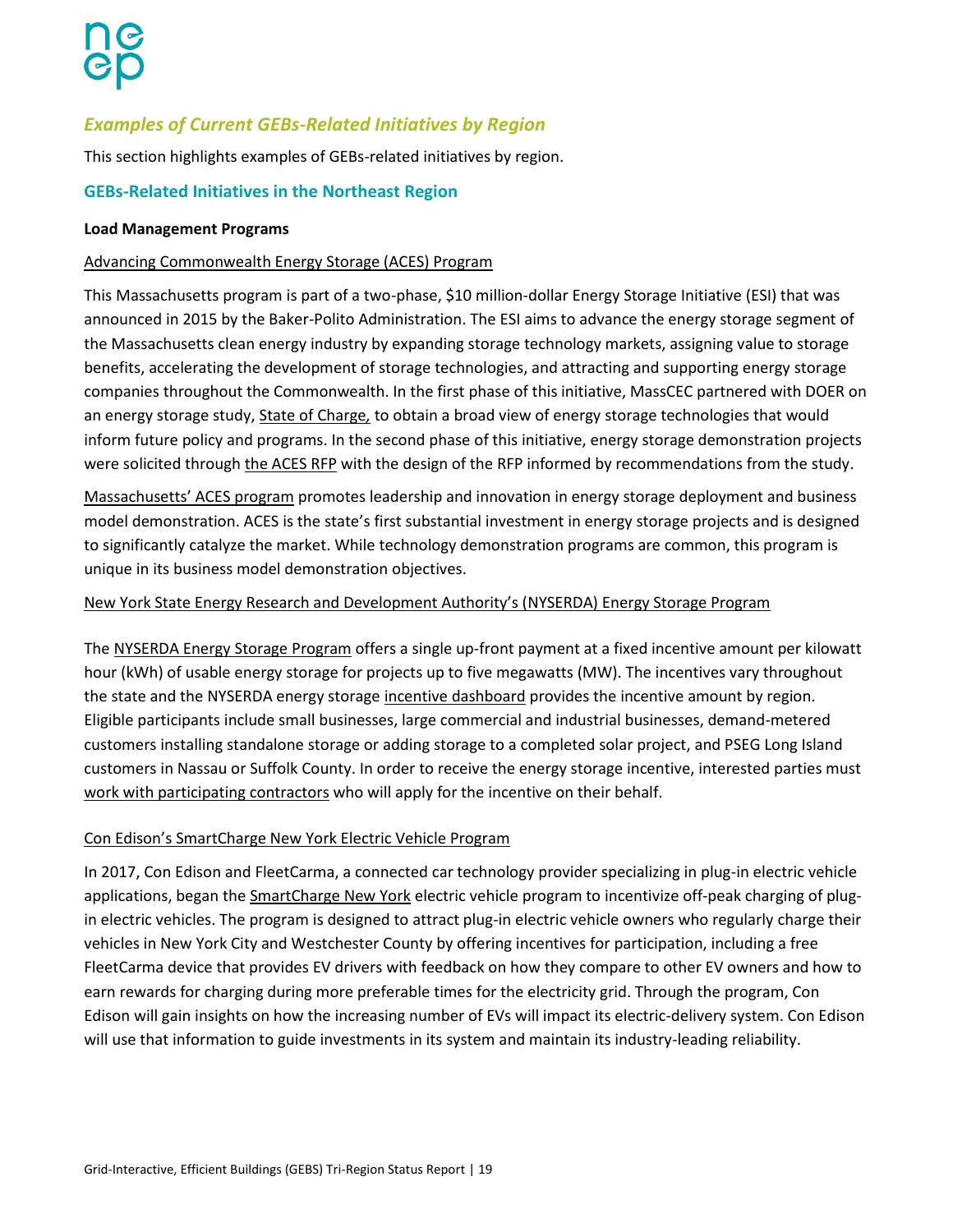## *Examples of Current GEBs-Related Initiatives by Region*

This section highlights examples of GEBs-related initiatives by region.

### GEBs-Related Initiatives in the Northeast Region

**Load Management Programs**

Advancing Commonwealth Energy Storage (ACES) Program

This Massachusetts program is part of a two-phase, $10 million-dollar Energy Storage Initiative (ESI) that was announced in 2015 by the Baker-Polito Administration. The ESI aims to advance the energy storage segment of the Massachusetts clean energy industry by expanding storage technology markets, assigning value to storage benefits, accelerating the development of storage technologies, and attracting and supporting energy storage companies throughout the Commonwealth. In the first phase of this initiative, MassCEC partnered with DOER on an energy storage study, State of Charge, to obtain a broad view of energy storage technologies that would inform future policy and programs. In the second phase of this initiative, energy storage demonstration projects were solicited through the ACES RFP with the design of the RFP informed by recommendations from the study.

Massachusetts' ACES program promotes leadership and innovation in energy storage deployment and business model demonstration. ACES is the state's first substantial investment in energy storage projects and is designed to significantly catalyze the market. While technology demonstration programs are common, this program is unique in its business model demonstration objectives.

New York State Energy Research and Development Authority's (NYSERDA) Energy Storage Program

The NYSERDA Energy Storage Program offers a single up-front payment at a fixed incentive amount per kilowatt hour (kWh) of usable energy storage for projects up to five megawatts (MW). The incentives vary throughout the state and the NYSERDA energy storage incentive dashboard provides the incentive amount by region. Eligible participants include small businesses, large commercial and industrial businesses, demand-metered customers installing standalone storage or adding storage to a completed solar project, and PSEG Long Island customers in Nassau or Suffolk County. In order to receive the energy storage incentive, interested parties must work with participating contractors who will apply for the incentive on their behalf.

Con Edison's SmartCharge New York Electric Vehicle Program

In 2017, Con Edison and FleetCarma, a connected car technology provider specializing in plug-in electric vehicle applications, began the SmartCharge New York electric vehicle program to incentivize off-peak charging of plug-in electric vehicles. The program is designed to attract plug-in electric vehicle owners who regularly charge their vehicles in New York City and Westchester County by offering incentives for participation, including a free FleetCarma device that provides EV drivers with feedback on how they compare to other EV owners and how to earn rewards for charging during more preferable times for the electricity grid. Through the program, Con Edison will gain insights on how the increasing number of EVs will impact its electric-delivery system. Con Edison will use that information to guide investments in its system and maintain its industry-leading reliability.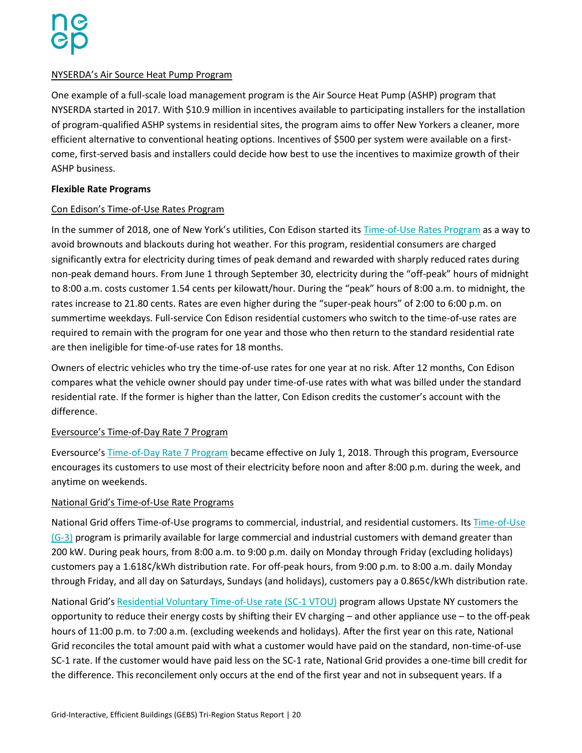NYSERDA's Air Source Heat Pump Program

One example of a full-scale load management program is the Air Source Heat Pump (ASHP) program that NYSERDA started in 2017. With $10.9 million in incentives available to participating installers for the installation of program-qualified ASHP systems in residential sites, the program aims to offer New Yorkers a cleaner, more efficient alternative to conventional heating options. Incentives of $500 per system were available on a first-come, first-served basis and installers could decide how best to use the incentives to maximize growth of their ASHP business.

**Flexible Rate Programs**

Con Edison's Time-of-Use Rates Program

In the summer of 2018, one of New York's utilities, Con Edison started its Time-of-Use Rates Program as a way to avoid brownouts and blackouts during hot weather. For this program, residential consumers are charged significantly extra for electricity during times of peak demand and rewarded with sharply reduced rates during non-peak demand hours. From June 1 through September 30, electricity during the "off-peak" hours of midnight to 8:00 a.m. costs customer 1.54 cents per kilowatt/hour. During the "peak" hours of 8:00 a.m. to midnight, the rates increase to 21.80 cents. Rates are even higher during the "super-peak hours" of 2:00 to 6:00 p.m. on summertime weekdays. Full-service Con Edison residential customers who switch to the time-of-use rates are required to remain with the program for one year and those who then return to the standard residential rate are then ineligible for time-of-use rates for 18 months.

Owners of electric vehicles who try the time-of-use rates for one year at no risk. After 12 months, Con Edison compares what the vehicle owner should pay under time-of-use rates with what was billed under the standard residential rate. If the former is higher than the latter, Con Edison credits the customer's account with the difference.

Eversource's Time-of-Day Rate 7 Program

Eversource's Time-of-Day Rate 7 Program became effective on July 1, 2018. Through this program, Eversource encourages its customers to use most of their electricity before noon and after 8:00 p.m. during the week, and anytime on weekends.

National Grid's Time-of-Use Rate Programs

National Grid offers Time-of-Use programs to commercial, industrial, and residential customers. Its Time-of-Use (G-3) program is primarily available for large commercial and industrial customers with demand greater than 200 kW. During peak hours, from 8:00 a.m. to 9:00 p.m. daily on Monday through Friday (excluding holidays) customers pay a 1.618¢/kWh distribution rate. For off-peak hours, from 9:00 p.m. to 8:00 a.m. daily Monday through Friday, and all day on Saturdays, Sundays (and holidays), customers pay a 0.865¢/kWh distribution rate.

National Grid's Residential Voluntary Time-of-Use rate (SC-1 VTOU) program allows Upstate NY customers the opportunity to reduce their energy costs by shifting their EV charging – and other appliance use – to the off-peak hours of 11:00 p.m. to 7:00 a.m. (excluding weekends and holidays). After the first year on this rate, National Grid reconciles the total amount paid with what a customer would have paid on the standard, non-time-of-use SC-1 rate. If the customer would have paid less on the SC-1 rate, National Grid provides a one-time bill credit for the difference. This reconcilement only occurs at the end of the first year and not in subsequent years. If a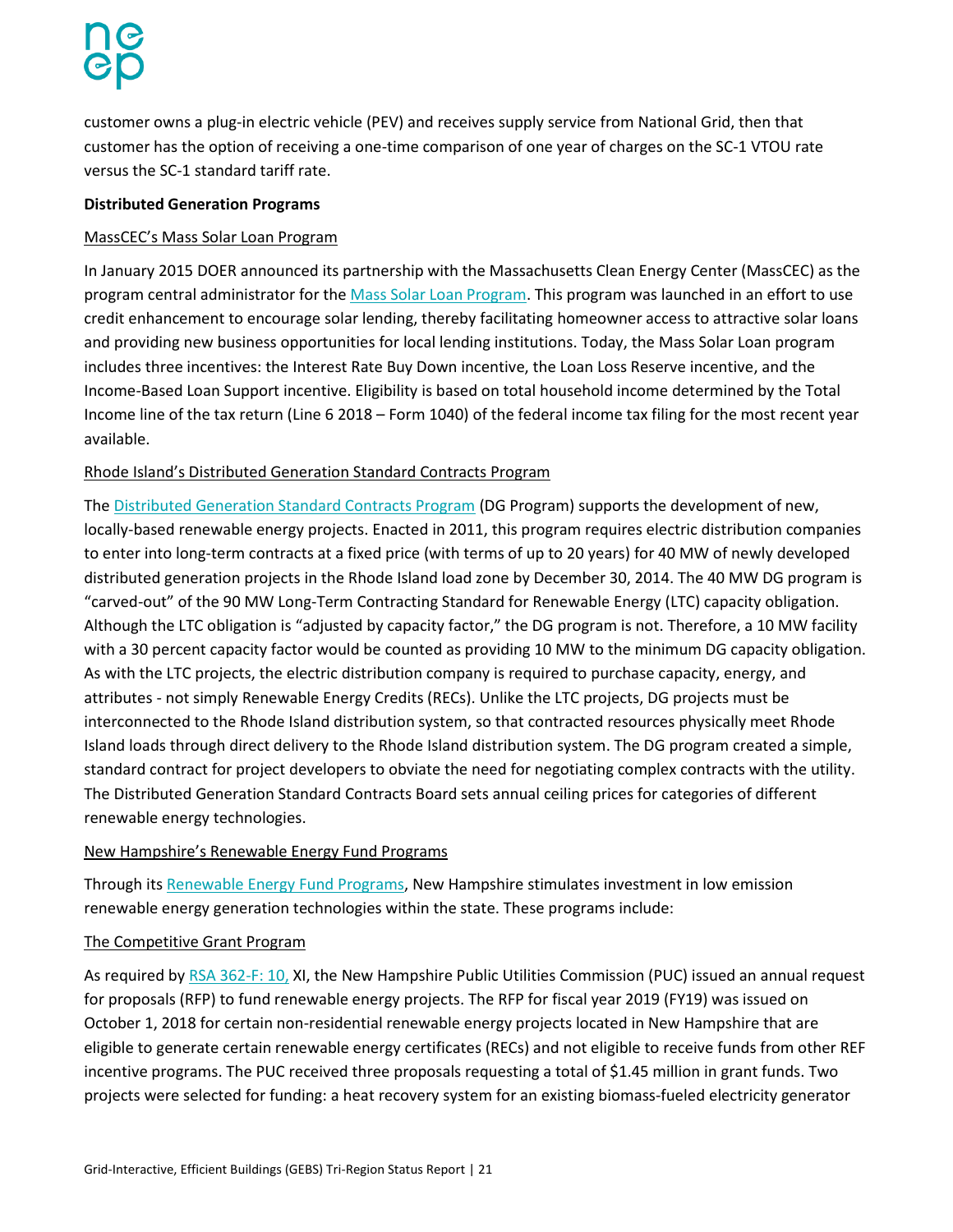customer owns a plug-in electric vehicle (PEV) and receives supply service from National Grid, then that customer has the option of receiving a one-time comparison of one year of charges on the SC-1 VTOU rate versus the SC-1 standard tariff rate.

**Distributed Generation Programs**

MassCEC's Mass Solar Loan Program

In January 2015 DOER announced its partnership with the Massachusetts Clean Energy Center (MassCEC) as the program central administrator for the Mass Solar Loan Program. This program was launched in an effort to use credit enhancement to encourage solar lending, thereby facilitating homeowner access to attractive solar loans and providing new business opportunities for local lending institutions. Today, the Mass Solar Loan program includes three incentives: the Interest Rate Buy Down incentive, the Loan Loss Reserve incentive, and the Income-Based Loan Support incentive. Eligibility is based on total household income determined by the Total Income line of the tax return (Line 6 2018 – Form 1040) of the federal income tax filing for the most recent year available.

Rhode Island's Distributed Generation Standard Contracts Program

The Distributed Generation Standard Contracts Program (DG Program) supports the development of new, locally-based renewable energy projects. Enacted in 2011, this program requires electric distribution companies to enter into long-term contracts at a fixed price (with terms of up to 20 years) for 40 MW of newly developed distributed generation projects in the Rhode Island load zone by December 30, 2014. The 40 MW DG program is "carved-out" of the 90 MW Long-Term Contracting Standard for Renewable Energy (LTC) capacity obligation. Although the LTC obligation is "adjusted by capacity factor," the DG program is not. Therefore, a 10 MW facility with a 30 percent capacity factor would be counted as providing 10 MW to the minimum DG capacity obligation. As with the LTC projects, the electric distribution company is required to purchase capacity, energy, and attributes - not simply Renewable Energy Credits (RECs). Unlike the LTC projects, DG projects must be interconnected to the Rhode Island distribution system, so that contracted resources physically meet Rhode Island loads through direct delivery to the Rhode Island distribution system. The DG program created a simple, standard contract for project developers to obviate the need for negotiating complex contracts with the utility. The Distributed Generation Standard Contracts Board sets annual ceiling prices for categories of different renewable energy technologies.

New Hampshire's Renewable Energy Fund Programs

Through its Renewable Energy Fund Programs, New Hampshire stimulates investment in low emission renewable energy generation technologies within the state. These programs include:

The Competitive Grant Program

As required by RSA 362-F: 10, XI, the New Hampshire Public Utilities Commission (PUC) issued an annual request for proposals (RFP) to fund renewable energy projects. The RFP for fiscal year 2019 (FY19) was issued on October 1, 2018 for certain non-residential renewable energy projects located in New Hampshire that are eligible to generate certain renewable energy certificates (RECs) and not eligible to receive funds from other REF incentive programs. The PUC received three proposals requesting a total of $1.45 million in grant funds. Two projects were selected for funding: a heat recovery system for an existing biomass-fueled electricity generator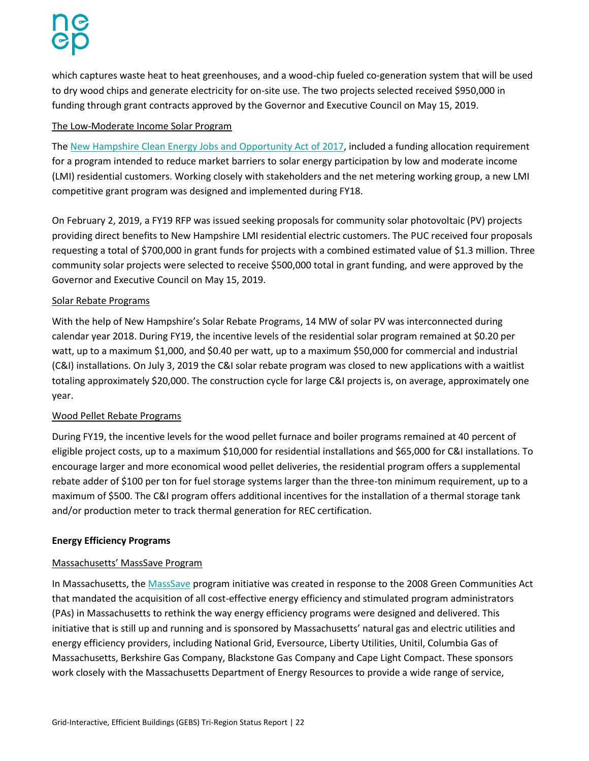which captures waste heat to heat greenhouses, and a wood-chip fueled co-generation system that will be used to dry wood chips and generate electricity for on-site use. The two projects selected received $950,000 in funding through grant contracts approved by the Governor and Executive Council on May 15, 2019.

The Low-Moderate Income Solar Program

The [New Hampshire Clean Energy Jobs and Opportunity Act of 2017](), included a funding allocation requirement for a program intended to reduce market barriers to solar energy participation by low and moderate income (LMI) residential customers. Working closely with stakeholders and the net metering working group, a new LMI competitive grant program was designed and implemented during FY18.

On February 2, 2019, a FY19 RFP was issued seeking proposals for community solar photovoltaic (PV) projects providing direct benefits to New Hampshire LMI residential electric customers. The PUC received four proposals requesting a total of $700,000 in grant funds for projects with a combined estimated value of $1.3 million. Three community solar projects were selected to receive $500,000 total in grant funding, and were approved by the Governor and Executive Council on May 15, 2019.

Solar Rebate Programs

With the help of New Hampshire's Solar Rebate Programs, 14 MW of solar PV was interconnected during calendar year 2018. During FY19, the incentive levels of the residential solar program remained at $0.20 per watt, up to a maximum $1,000, and $0.40 per watt, up to a maximum $50,000 for commercial and industrial (C&I) installations. On July 3, 2019 the C&I solar rebate program was closed to new applications with a waitlist totaling approximately $20,000. The construction cycle for large C&I projects is, on average, approximately one year.

Wood Pellet Rebate Programs

During FY19, the incentive levels for the wood pellet furnace and boiler programs remained at 40 percent of eligible project costs, up to a maximum $10,000 for residential installations and $65,000 for C&I installations. To encourage larger and more economical wood pellet deliveries, the residential program offers a supplemental rebate adder of $100 per ton for fuel storage systems larger than the three-ton minimum requirement, up to a maximum of $500. The C&I program offers additional incentives for the installation of a thermal storage tank and/or production meter to track thermal generation for REC certification.

**Energy Efficiency Programs**

Massachusetts' MassSave Program

In Massachusetts, the [MassSave]() program initiative was created in response to the 2008 Green Communities Act that mandated the acquisition of all cost-effective energy efficiency and stimulated program administrators (PAs) in Massachusetts to rethink the way energy efficiency programs were designed and delivered. This initiative that is still up and running and is sponsored by Massachusetts' natural gas and electric utilities and energy efficiency providers, including National Grid, Eversource, Liberty Utilities, Unitil, Columbia Gas of Massachusetts, Berkshire Gas Company, Blackstone Gas Company and Cape Light Compact. These sponsors work closely with the Massachusetts Department of Energy Resources to provide a wide range of service,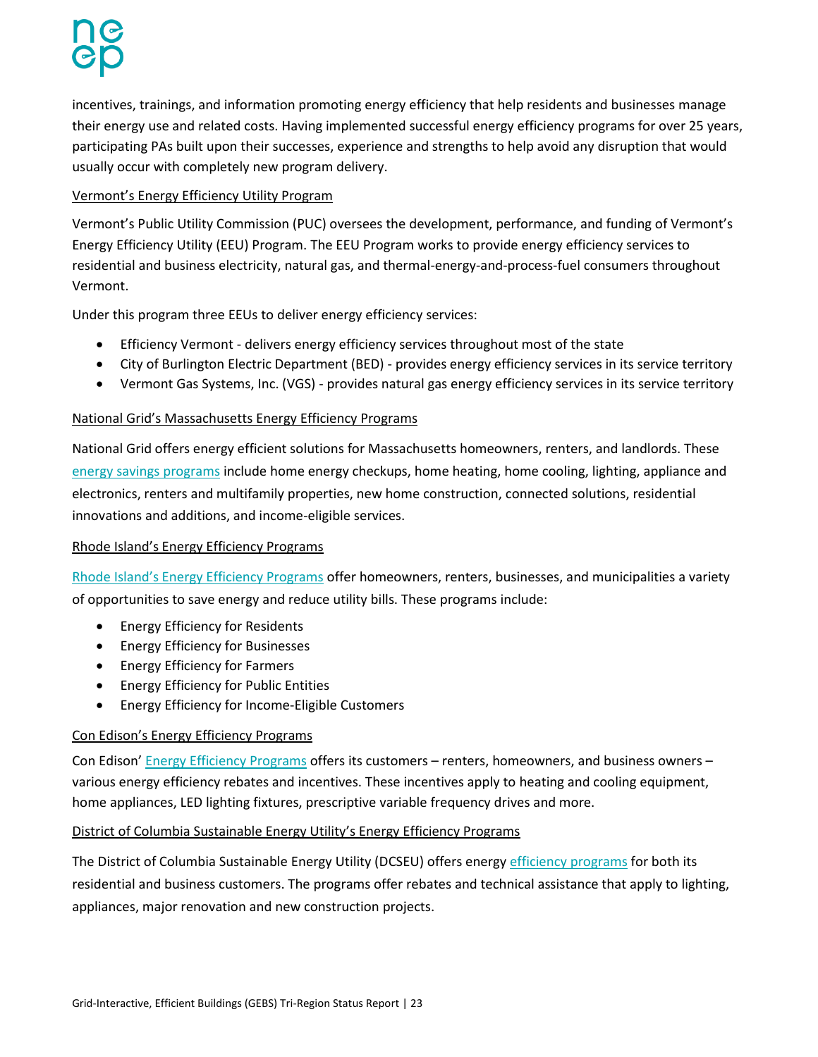incentives, trainings, and information promoting energy efficiency that help residents and businesses manage their energy use and related costs. Having implemented successful energy efficiency programs for over 25 years, participating PAs built upon their successes, experience and strengths to help avoid any disruption that would usually occur with completely new program delivery.

Vermont's Energy Efficiency Utility Program

Vermont's Public Utility Commission (PUC) oversees the development, performance, and funding of Vermont's Energy Efficiency Utility (EEU) Program. The EEU Program works to provide energy efficiency services to residential and business electricity, natural gas, and thermal-energy-and-process-fuel consumers throughout Vermont.

Under this program three EEUs to deliver energy efficiency services:

- Efficiency Vermont - delivers energy efficiency services throughout most of the state
- City of Burlington Electric Department (BED) - provides energy efficiency services in its service territory
- Vermont Gas Systems, Inc. (VGS) - provides natural gas energy efficiency services in its service territory

National Grid's Massachusetts Energy Efficiency Programs

National Grid offers energy efficient solutions for Massachusetts homeowners, renters, and landlords. These energy savings programs include home energy checkups, home heating, home cooling, lighting, appliance and electronics, renters and multifamily properties, new home construction, connected solutions, residential innovations and additions, and income-eligible services.

Rhode Island's Energy Efficiency Programs

Rhode Island's Energy Efficiency Programs offer homeowners, renters, businesses, and municipalities a variety of opportunities to save energy and reduce utility bills. These programs include:

- Energy Efficiency for Residents
- Energy Efficiency for Businesses
- Energy Efficiency for Farmers
- Energy Efficiency for Public Entities
- Energy Efficiency for Income-Eligible Customers

Con Edison's Energy Efficiency Programs

Con Edison' Energy Efficiency Programs offers its customers – renters, homeowners, and business owners – various energy efficiency rebates and incentives. These incentives apply to heating and cooling equipment, home appliances, LED lighting fixtures, prescriptive variable frequency drives and more.

District of Columbia Sustainable Energy Utility's Energy Efficiency Programs

The District of Columbia Sustainable Energy Utility (DCSEU) offers energy efficiency programs for both its residential and business customers. The programs offer rebates and technical assistance that apply to lighting, appliances, major renovation and new construction projects.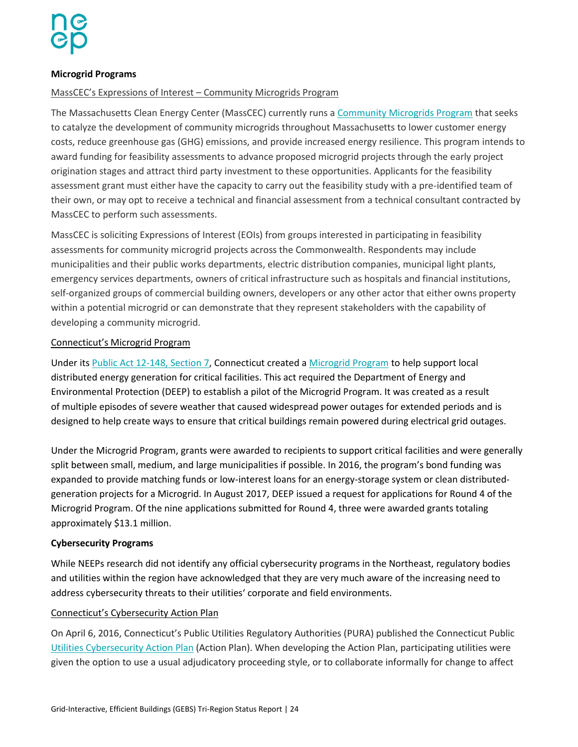**Microgrid Programs**

MassCEC's Expressions of Interest – Community Microgrids Program

The Massachusetts Clean Energy Center (MassCEC) currently runs a Community Microgrids Program that seeks to catalyze the development of community microgrids throughout Massachusetts to lower customer energy costs, reduce greenhouse gas (GHG) emissions, and provide increased energy resilience. This program intends to award funding for feasibility assessments to advance proposed microgrid projects through the early project origination stages and attract third party investment to these opportunities. Applicants for the feasibility assessment grant must either have the capacity to carry out the feasibility study with a pre-identified team of their own, or may opt to receive a technical and financial assessment from a technical consultant contracted by MassCEC to perform such assessments.

MassCEC is soliciting Expressions of Interest (EOIs) from groups interested in participating in feasibility assessments for community microgrid projects across the Commonwealth. Respondents may include municipalities and their public works departments, electric distribution companies, municipal light plants, emergency services departments, owners of critical infrastructure such as hospitals and financial institutions, self-organized groups of commercial building owners, developers or any other actor that either owns property within a potential microgrid or can demonstrate that they represent stakeholders with the capability of developing a community microgrid.

Connecticut's Microgrid Program

Under its Public Act 12-148, Section 7, Connecticut created a Microgrid Program to help support local distributed energy generation for critical facilities. This act required the Department of Energy and Environmental Protection (DEEP) to establish a pilot of the Microgrid Program. It was created as a result of multiple episodes of severe weather that caused widespread power outages for extended periods and is designed to help create ways to ensure that critical buildings remain powered during electrical grid outages.

Under the Microgrid Program, grants were awarded to recipients to support critical facilities and were generally split between small, medium, and large municipalities if possible. In 2016, the program's bond funding was expanded to provide matching funds or low-interest loans for an energy-storage system or clean distributed-generation projects for a Microgrid. In August 2017, DEEP issued a request for applications for Round 4 of the Microgrid Program. Of the nine applications submitted for Round 4, three were awarded grants totaling approximately $13.1 million.

**Cybersecurity Programs**

While NEEPs research did not identify any official cybersecurity programs in the Northeast, regulatory bodies and utilities within the region have acknowledged that they are very much aware of the increasing need to address cybersecurity threats to their utilities' corporate and field environments.

Connecticut's Cybersecurity Action Plan

On April 6, 2016, Connecticut's Public Utilities Regulatory Authorities (PURA) published the Connecticut Public Utilities Cybersecurity Action Plan (Action Plan). When developing the Action Plan, participating utilities were given the option to use a usual adjudicatory proceeding style, or to collaborate informally for change to affect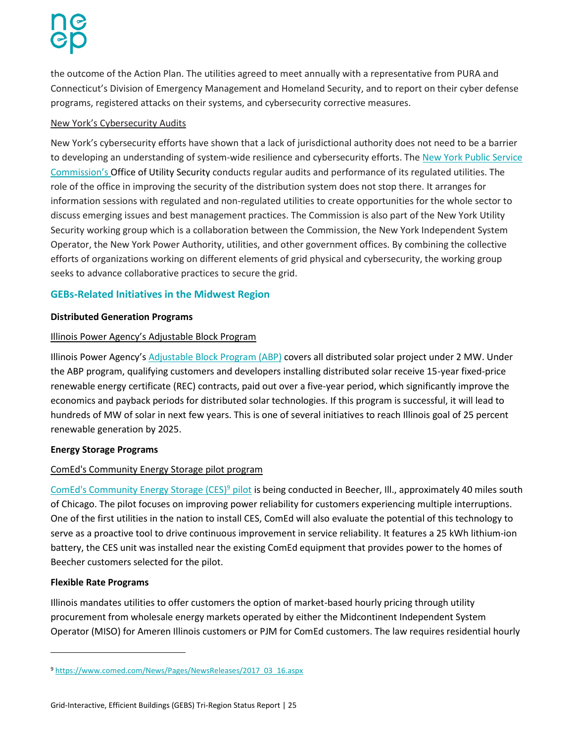the outcome of the Action Plan. The utilities agreed to meet annually with a representative from PURA and Connecticut's Division of Emergency Management and Homeland Security, and to report on their cyber defense programs, registered attacks on their systems, and cybersecurity corrective measures.

New York's Cybersecurity Audits

New York's cybersecurity efforts have shown that a lack of jurisdictional authority does not need to be a barrier to developing an understanding of system-wide resilience and cybersecurity efforts. The New York Public Service Commission's Office of Utility Security conducts regular audits and performance of its regulated utilities. The role of the office in improving the security of the distribution system does not stop there. It arranges for information sessions with regulated and non-regulated utilities to create opportunities for the whole sector to discuss emerging issues and best management practices. The Commission is also part of the New York Utility Security working group which is a collaboration between the Commission, the New York Independent System Operator, the New York Power Authority, utilities, and other government offices. By combining the collective efforts of organizations working on different elements of grid physical and cybersecurity, the working group seeks to advance collaborative practices to secure the grid.

## GEBs-Related Initiatives in the Midwest Region

**Distributed Generation Programs**

Illinois Power Agency's Adjustable Block Program

Illinois Power Agency's Adjustable Block Program (ABP) covers all distributed solar project under 2 MW. Under the ABP program, qualifying customers and developers installing distributed solar receive 15-year fixed-price renewable energy certificate (REC) contracts, paid out over a five-year period, which significantly improve the economics and payback periods for distributed solar technologies. If this program is successful, it will lead to hundreds of MW of solar in next few years. This is one of several initiatives to reach Illinois goal of 25 percent renewable generation by 2025.

**Energy Storage Programs**

ComEd's Community Energy Storage pilot program

ComEd's Community Energy Storage (CES)[9] pilot is being conducted in Beecher, Ill., approximately 40 miles south of Chicago. The pilot focuses on improving power reliability for customers experiencing multiple interruptions. One of the first utilities in the nation to install CES, ComEd will also evaluate the potential of this technology to serve as a proactive tool to drive continuous improvement in service reliability. It features a 25 kWh lithium-ion battery, the CES unit was installed near the existing ComEd equipment that provides power to the homes of Beecher customers selected for the pilot.

**Flexible Rate Programs**

Illinois mandates utilities to offer customers the option of market-based hourly pricing through utility procurement from wholesale energy markets operated by either the Midcontinent Independent System Operator (MISO) for Ameren Illinois customers or PJM for ComEd customers. The law requires residential hourly

[9] https://www.comed.com/News/Pages/NewsReleases/2017_03_16.aspx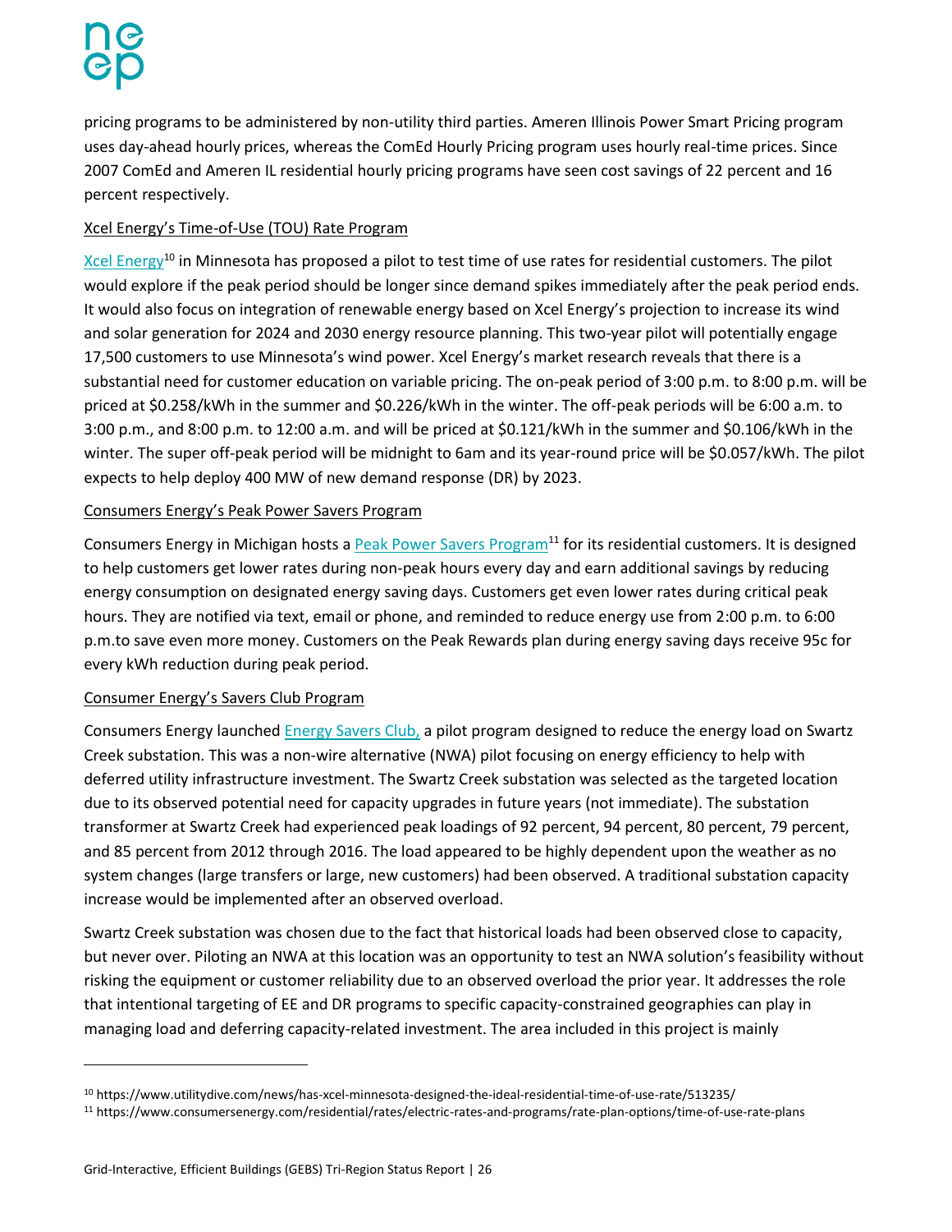pricing programs to be administered by non-utility third parties. Ameren Illinois Power Smart Pricing program uses day-ahead hourly prices, whereas the ComEd Hourly Pricing program uses hourly real-time prices. Since 2007 ComEd and Ameren IL residential hourly pricing programs have seen cost savings of 22 percent and 16 percent respectively.

Xcel Energy's Time-of-Use (TOU) Rate Program

Xcel Energy[10] in Minnesota has proposed a pilot to test time of use rates for residential customers. The pilot would explore if the peak period should be longer since demand spikes immediately after the peak period ends. It would also focus on integration of renewable energy based on Xcel Energy's projection to increase its wind and solar generation for 2024 and 2030 energy resource planning. This two-year pilot will potentially engage 17,500 customers to use Minnesota's wind power. Xcel Energy's market research reveals that there is a substantial need for customer education on variable pricing. The on-peak period of 3:00 p.m. to 8:00 p.m. will be priced at $0.258/kWh in the summer and $0.226/kWh in the winter. The off-peak periods will be 6:00 a.m. to 3:00 p.m., and 8:00 p.m. to 12:00 a.m. and will be priced at $0.121/kWh in the summer and $0.106/kWh in the winter. The super off-peak period will be midnight to 6am and its year-round price will be $0.057/kWh. The pilot expects to help deploy 400 MW of new demand response (DR) by 2023.

Consumers Energy's Peak Power Savers Program

Consumers Energy in Michigan hosts a Peak Power Savers Program[11] for its residential customers. It is designed to help customers get lower rates during non-peak hours every day and earn additional savings by reducing energy consumption on designated energy saving days. Customers get even lower rates during critical peak hours. They are notified via text, email or phone, and reminded to reduce energy use from 2:00 p.m. to 6:00 p.m.to save even more money. Customers on the Peak Rewards plan during energy saving days receive 95c for every kWh reduction during peak period.

Consumer Energy's Savers Club Program

Consumers Energy launched Energy Savers Club, a pilot program designed to reduce the energy load on Swartz Creek substation. This was a non-wire alternative (NWA) pilot focusing on energy efficiency to help with deferred utility infrastructure investment. The Swartz Creek substation was selected as the targeted location due to its observed potential need for capacity upgrades in future years (not immediate). The substation transformer at Swartz Creek had experienced peak loadings of 92 percent, 94 percent, 80 percent, 79 percent, and 85 percent from 2012 through 2016. The load appeared to be highly dependent upon the weather as no system changes (large transfers or large, new customers) had been observed. A traditional substation capacity increase would be implemented after an observed overload.

Swartz Creek substation was chosen due to the fact that historical loads had been observed close to capacity, but never over. Piloting an NWA at this location was an opportunity to test an NWA solution's feasibility without risking the equipment or customer reliability due to an observed overload the prior year. It addresses the role that intentional targeting of EE and DR programs to specific capacity-constrained geographies can play in managing load and deferring capacity-related investment. The area included in this project is mainly

[10] https://www.utilitydive.com/news/has-xcel-minnesota-designed-the-ideal-residential-time-of-use-rate/513235/

[11] https://www.consumersenergy.com/residential/rates/electric-rates-and-programs/rate-plan-options/time-of-use-rate-plans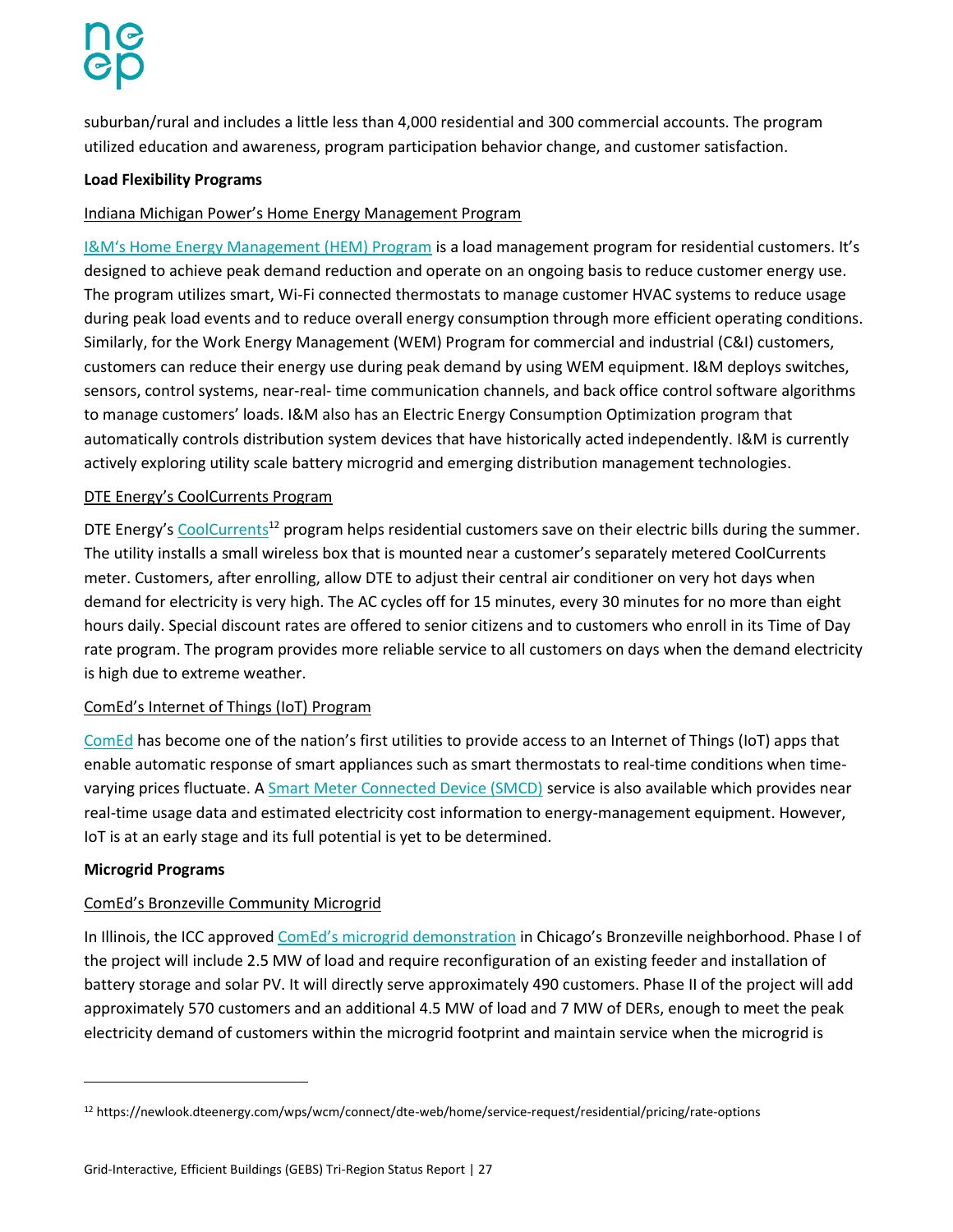suburban/rural and includes a little less than 4,000 residential and 300 commercial accounts. The program utilized education and awareness, program participation behavior change, and customer satisfaction.

**Load Flexibility Programs**

Indiana Michigan Power's Home Energy Management Program

I&M's Home Energy Management (HEM) Program is a load management program for residential customers. It's designed to achieve peak demand reduction and operate on an ongoing basis to reduce customer energy use. The program utilizes smart, Wi-Fi connected thermostats to manage customer HVAC systems to reduce usage during peak load events and to reduce overall energy consumption through more efficient operating conditions. Similarly, for the Work Energy Management (WEM) Program for commercial and industrial (C&I) customers, customers can reduce their energy use during peak demand by using WEM equipment. I&M deploys switches, sensors, control systems, near-real- time communication channels, and back office control software algorithms to manage customers' loads. I&M also has an Electric Energy Consumption Optimization program that automatically controls distribution system devices that have historically acted independently. I&M is currently actively exploring utility scale battery microgrid and emerging distribution management technologies.

DTE Energy's CoolCurrents Program

DTE Energy's CoolCurrents[12] program helps residential customers save on their electric bills during the summer. The utility installs a small wireless box that is mounted near a customer's separately metered CoolCurrents meter. Customers, after enrolling, allow DTE to adjust their central air conditioner on very hot days when demand for electricity is very high. The AC cycles off for 15 minutes, every 30 minutes for no more than eight hours daily. Special discount rates are offered to senior citizens and to customers who enroll in its Time of Day rate program. The program provides more reliable service to all customers on days when the demand electricity is high due to extreme weather.

ComEd's Internet of Things (IoT) Program

ComEd has become one of the nation's first utilities to provide access to an Internet of Things (IoT) apps that enable automatic response of smart appliances such as smart thermostats to real-time conditions when time-varying prices fluctuate. A Smart Meter Connected Device (SMCD) service is also available which provides near real-time usage data and estimated electricity cost information to energy-management equipment. However, IoT is at an early stage and its full potential is yet to be determined.

**Microgrid Programs**

ComEd's Bronzeville Community Microgrid

In Illinois, the ICC approved ComEd's microgrid demonstration in Chicago's Bronzeville neighborhood. Phase I of the project will include 2.5 MW of load and require reconfiguration of an existing feeder and installation of battery storage and solar PV. It will directly serve approximately 490 customers. Phase II of the project will add approximately 570 customers and an additional 4.5 MW of load and 7 MW of DERs, enough to meet the peak electricity demand of customers within the microgrid footprint and maintain service when the microgrid is

---

[12] https://newlook.dteenergy.com/wps/wcm/connect/dte-web/home/service-request/residential/pricing/rate-options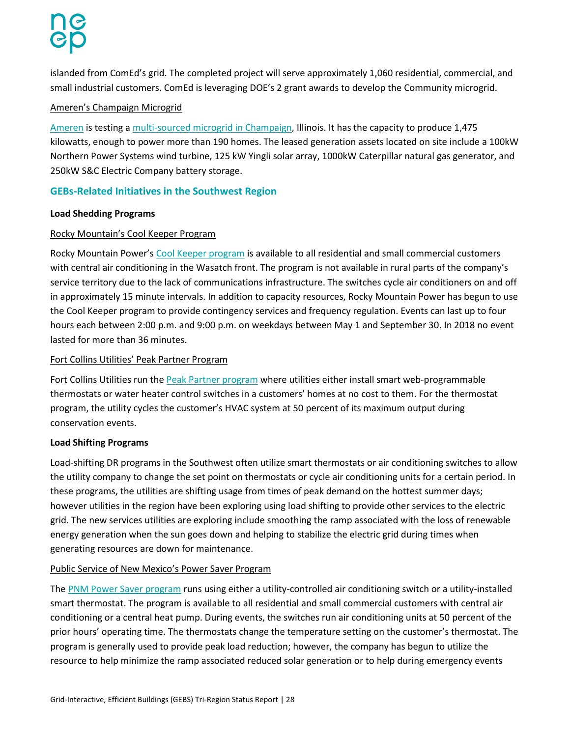islanded from ComEd's grid. The completed project will serve approximately 1,060 residential, commercial, and small industrial customers. ComEd is leveraging DOE's 2 grant awards to develop the Community microgrid.

Ameren's Champaign Microgrid

Ameren is testing a multi-sourced microgrid in Champaign, Illinois. It has the capacity to produce 1,475 kilowatts, enough to power more than 190 homes. The leased generation assets located on site include a 100kW Northern Power Systems wind turbine, 125 kW Yingli solar array, 1000kW Caterpillar natural gas generator, and 250kW S&C Electric Company battery storage.

## GEBs-Related Initiatives in the Southwest Region

**Load Shedding Programs**

Rocky Mountain's Cool Keeper Program

Rocky Mountain Power's Cool Keeper program is available to all residential and small commercial customers with central air conditioning in the Wasatch front. The program is not available in rural parts of the company's service territory due to the lack of communications infrastructure. The switches cycle air conditioners on and off in approximately 15 minute intervals. In addition to capacity resources, Rocky Mountain Power has begun to use the Cool Keeper program to provide contingency services and frequency regulation. Events can last up to four hours each between 2:00 p.m. and 9:00 p.m. on weekdays between May 1 and September 30. In 2018 no event lasted for more than 36 minutes.

Fort Collins Utilities' Peak Partner Program

Fort Collins Utilities run the Peak Partner program where utilities either install smart web-programmable thermostats or water heater control switches in a customers' homes at no cost to them. For the thermostat program, the utility cycles the customer's HVAC system at 50 percent of its maximum output during conservation events.

**Load Shifting Programs**

Load-shifting DR programs in the Southwest often utilize smart thermostats or air conditioning switches to allow the utility company to change the set point on thermostats or cycle air conditioning units for a certain period. In these programs, the utilities are shifting usage from times of peak demand on the hottest summer days; however utilities in the region have been exploring using load shifting to provide other services to the electric grid. The new services utilities are exploring include smoothing the ramp associated with the loss of renewable energy generation when the sun goes down and helping to stabilize the electric grid during times when generating resources are down for maintenance.

Public Service of New Mexico's Power Saver Program

The PNM Power Saver program runs using either a utility-controlled air conditioning switch or a utility-installed smart thermostat. The program is available to all residential and small commercial customers with central air conditioning or a central heat pump. During events, the switches run air conditioning units at 50 percent of the prior hours' operating time. The thermostats change the temperature setting on the customer's thermostat. The program is generally used to provide peak load reduction; however, the company has begun to utilize the resource to help minimize the ramp associated reduced solar generation or to help during emergency events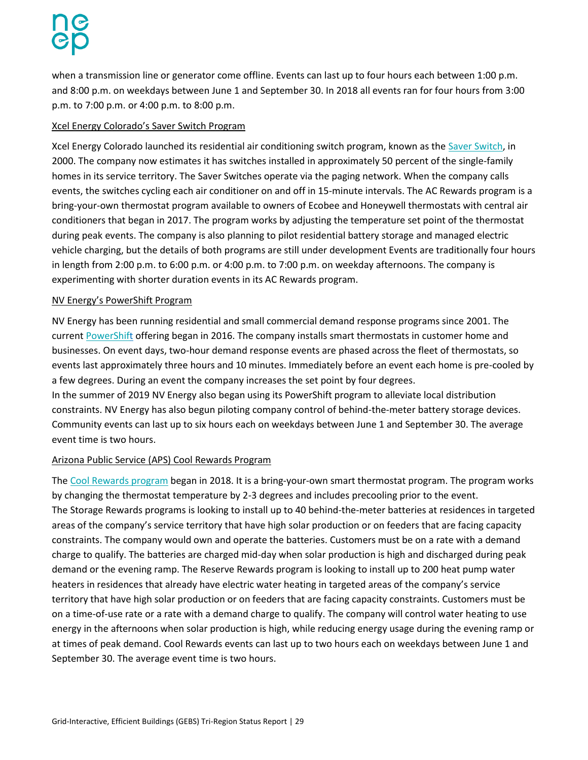when a transmission line or generator come offline. Events can last up to four hours each between 1:00 p.m. and 8:00 p.m. on weekdays between June 1 and September 30. In 2018 all events ran for four hours from 3:00 p.m. to 7:00 p.m. or 4:00 p.m. to 8:00 p.m.

Xcel Energy Colorado's Saver Switch Program

Xcel Energy Colorado launched its residential air conditioning switch program, known as the Saver Switch, in 2000. The company now estimates it has switches installed in approximately 50 percent of the single-family homes in its service territory. The Saver Switches operate via the paging network. When the company calls events, the switches cycling each air conditioner on and off in 15-minute intervals. The AC Rewards program is a bring-your-own thermostat program available to owners of Ecobee and Honeywell thermostats with central air conditioners that began in 2017. The program works by adjusting the temperature set point of the thermostat during peak events. The company is also planning to pilot residential battery storage and managed electric vehicle charging, but the details of both programs are still under development Events are traditionally four hours in length from 2:00 p.m. to 6:00 p.m. or 4:00 p.m. to 7:00 p.m. on weekday afternoons. The company is experimenting with shorter duration events in its AC Rewards program.

NV Energy's PowerShift Program

NV Energy has been running residential and small commercial demand response programs since 2001. The current PowerShift offering began in 2016. The company installs smart thermostats in customer home and businesses. On event days, two-hour demand response events are phased across the fleet of thermostats, so events last approximately three hours and 10 minutes. Immediately before an event each home is pre-cooled by a few degrees. During an event the company increases the set point by four degrees.

In the summer of 2019 NV Energy also began using its PowerShift program to alleviate local distribution constraints. NV Energy has also begun piloting company control of behind-the-meter battery storage devices. Community events can last up to six hours each on weekdays between June 1 and September 30. The average event time is two hours.

Arizona Public Service (APS) Cool Rewards Program

The Cool Rewards program began in 2018. It is a bring-your-own smart thermostat program. The program works by changing the thermostat temperature by 2-3 degrees and includes precooling prior to the event.

The Storage Rewards programs is looking to install up to 40 behind-the-meter batteries at residences in targeted areas of the company's service territory that have high solar production or on feeders that are facing capacity constraints. The company would own and operate the batteries. Customers must be on a rate with a demand charge to qualify. The batteries are charged mid-day when solar production is high and discharged during peak demand or the evening ramp. The Reserve Rewards program is looking to install up to 200 heat pump water heaters in residences that already have electric water heating in targeted areas of the company's service territory that have high solar production or on feeders that are facing capacity constraints. Customers must be on a time-of-use rate or a rate with a demand charge to qualify. The company will control water heating to use energy in the afternoons when solar production is high, while reducing energy usage during the evening ramp or at times of peak demand. Cool Rewards events can last up to two hours each on weekdays between June 1 and September 30. The average event time is two hours.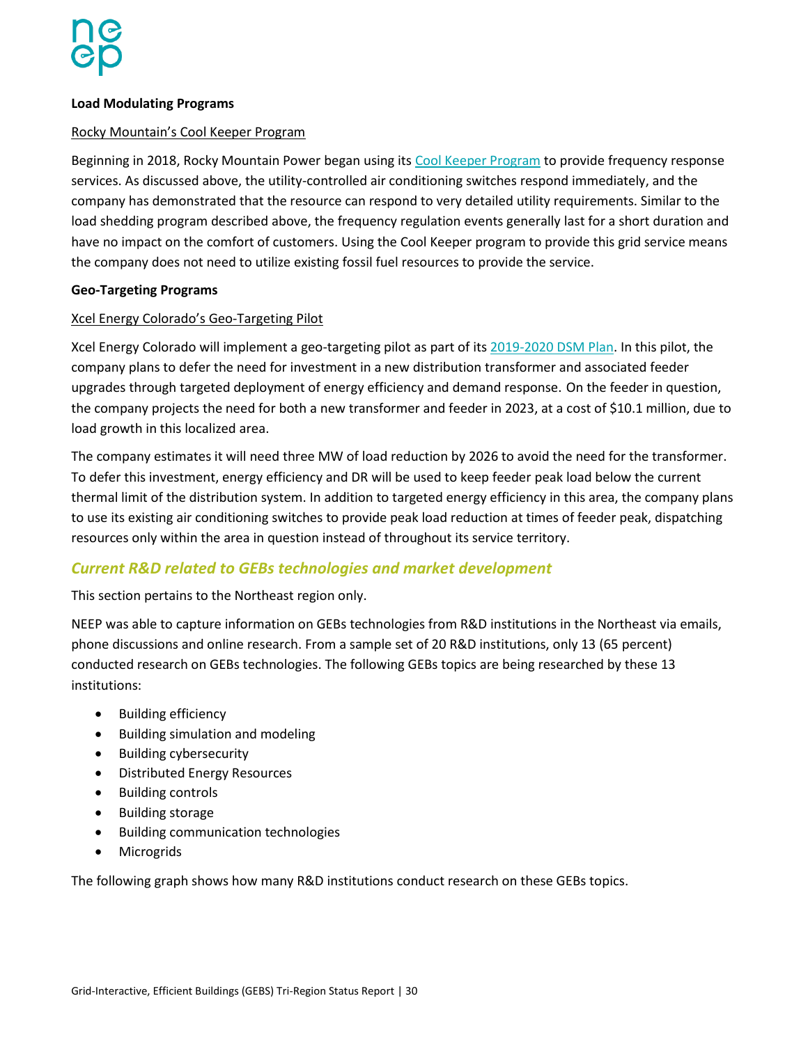**Load Modulating Programs**

Rocky Mountain's Cool Keeper Program

Beginning in 2018, Rocky Mountain Power began using its Cool Keeper Program to provide frequency response services. As discussed above, the utility-controlled air conditioning switches respond immediately, and the company has demonstrated that the resource can respond to very detailed utility requirements. Similar to the load shedding program described above, the frequency regulation events generally last for a short duration and have no impact on the comfort of customers. Using the Cool Keeper program to provide this grid service means the company does not need to utilize existing fossil fuel resources to provide the service.

**Geo-Targeting Programs**

Xcel Energy Colorado's Geo-Targeting Pilot

Xcel Energy Colorado will implement a geo-targeting pilot as part of its 2019-2020 DSM Plan. In this pilot, the company plans to defer the need for investment in a new distribution transformer and associated feeder upgrades through targeted deployment of energy efficiency and demand response. On the feeder in question, the company projects the need for both a new transformer and feeder in 2023, at a cost of $10.1 million, due to load growth in this localized area.

The company estimates it will need three MW of load reduction by 2026 to avoid the need for the transformer. To defer this investment, energy efficiency and DR will be used to keep feeder peak load below the current thermal limit of the distribution system. In addition to targeted energy efficiency in this area, the company plans to use its existing air conditioning switches to provide peak load reduction at times of feeder peak, dispatching resources only within the area in question instead of throughout its service territory.

## *Current R&D related to GEBs technologies and market development*

This section pertains to the Northeast region only.

NEEP was able to capture information on GEBs technologies from R&D institutions in the Northeast via emails, phone discussions and online research. From a sample set of 20 R&D institutions, only 13 (65 percent) conducted research on GEBs technologies. The following GEBs topics are being researched by these 13 institutions:

- Building efficiency
- Building simulation and modeling
- Building cybersecurity
- Distributed Energy Resources
- Building controls
- Building storage
- Building communication technologies
- Microgrids

The following graph shows how many R&D institutions conduct research on these GEBs topics.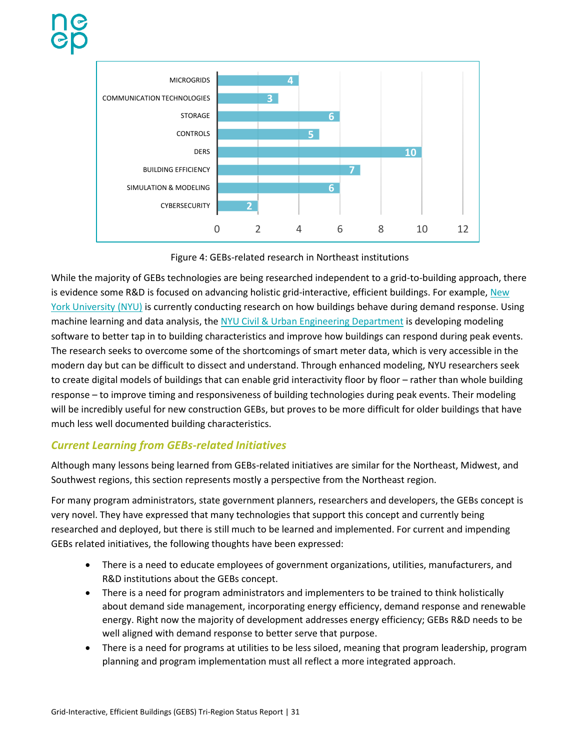| Research Area | Count |
| --- | --- |
| MICROGRIDS | 4 |
| COMMUNICATION TECHNOLOGIES | 3 |
| STORAGE | 6 |
| CONTROLS | 5 |
| DERS | 10 |
| BUILDING EFFICIENCY | 7 |
| SIMULATION & MODELING | 6 |
| CYBERSECURITY | 2 |

Figure 4: GEBs-related research in Northeast institutions

While the majority of GEBs technologies are being researched independent to a grid-to-building approach, there is evidence some R&D is focused on advancing holistic grid-interactive, efficient buildings. For example, New York University (NYU) is currently conducting research on how buildings behave during demand response. Using machine learning and data analysis, the NYU Civil & Urban Engineering Department is developing modeling software to better tap in to building characteristics and improve how buildings can respond during peak events. The research seeks to overcome some of the shortcomings of smart meter data, which is very accessible in the modern day but can be difficult to dissect and understand. Through enhanced modeling, NYU researchers seek to create digital models of buildings that can enable grid interactivity floor by floor – rather than whole building response – to improve timing and responsiveness of building technologies during peak events. Their modeling will be incredibly useful for new construction GEBs, but proves to be more difficult for older buildings that have much less well documented building characteristics.

### *Current Learning from GEBs-related Initiatives*

Although many lessons being learned from GEBs-related initiatives are similar for the Northeast, Midwest, and Southwest regions, this section represents mostly a perspective from the Northeast region.

For many program administrators, state government planners, researchers and developers, the GEBs concept is very novel. They have expressed that many technologies that support this concept and currently being researched and deployed, but there is still much to be learned and implemented. For current and impending GEBs related initiatives, the following thoughts have been expressed:

- There is a need to educate employees of government organizations, utilities, manufacturers, and R&D institutions about the GEBs concept.
- There is a need for program administrators and implementers to be trained to think holistically about demand side management, incorporating energy efficiency, demand response and renewable energy. Right now the majority of development addresses energy efficiency; GEBs R&D needs to be well aligned with demand response to better serve that purpose.
- There is a need for programs at utilities to be less siloed, meaning that program leadership, program planning and program implementation must all reflect a more integrated approach.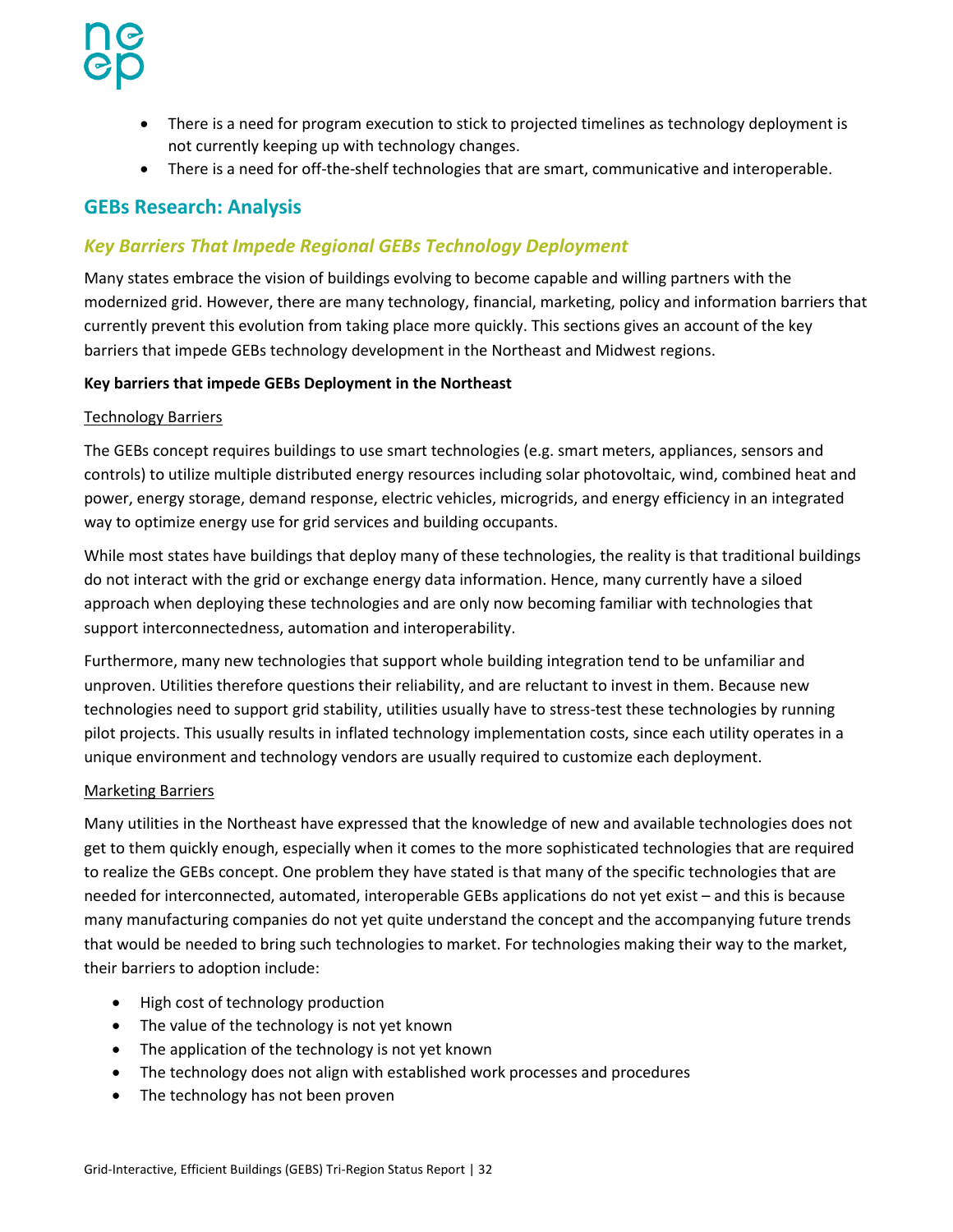- There is a need for program execution to stick to projected timelines as technology deployment is not currently keeping up with technology changes.
- There is a need for off-the-shelf technologies that are smart, communicative and interoperable.

## GEBs Research: Analysis

### *Key Barriers That Impede Regional GEBs Technology Deployment*

Many states embrace the vision of buildings evolving to become capable and willing partners with the modernized grid. However, there are many technology, financial, marketing, policy and information barriers that currently prevent this evolution from taking place more quickly. This sections gives an account of the key barriers that impede GEBs technology development in the Northeast and Midwest regions.

**Key barriers that impede GEBs Deployment in the Northeast**

Technology Barriers

The GEBs concept requires buildings to use smart technologies (e.g. smart meters, appliances, sensors and controls) to utilize multiple distributed energy resources including solar photovoltaic, wind, combined heat and power, energy storage, demand response, electric vehicles, microgrids, and energy efficiency in an integrated way to optimize energy use for grid services and building occupants.

While most states have buildings that deploy many of these technologies, the reality is that traditional buildings do not interact with the grid or exchange energy data information. Hence, many currently have a siloed approach when deploying these technologies and are only now becoming familiar with technologies that support interconnectedness, automation and interoperability.

Furthermore, many new technologies that support whole building integration tend to be unfamiliar and unproven. Utilities therefore questions their reliability, and are reluctant to invest in them. Because new technologies need to support grid stability, utilities usually have to stress-test these technologies by running pilot projects. This usually results in inflated technology implementation costs, since each utility operates in a unique environment and technology vendors are usually required to customize each deployment.

Marketing Barriers

Many utilities in the Northeast have expressed that the knowledge of new and available technologies does not get to them quickly enough, especially when it comes to the more sophisticated technologies that are required to realize the GEBs concept. One problem they have stated is that many of the specific technologies that are needed for interconnected, automated, interoperable GEBs applications do not yet exist – and this is because many manufacturing companies do not yet quite understand the concept and the accompanying future trends that would be needed to bring such technologies to market. For technologies making their way to the market, their barriers to adoption include:

- High cost of technology production
- The value of the technology is not yet known
- The application of the technology is not yet known
- The technology does not align with established work processes and procedures
- The technology has not been proven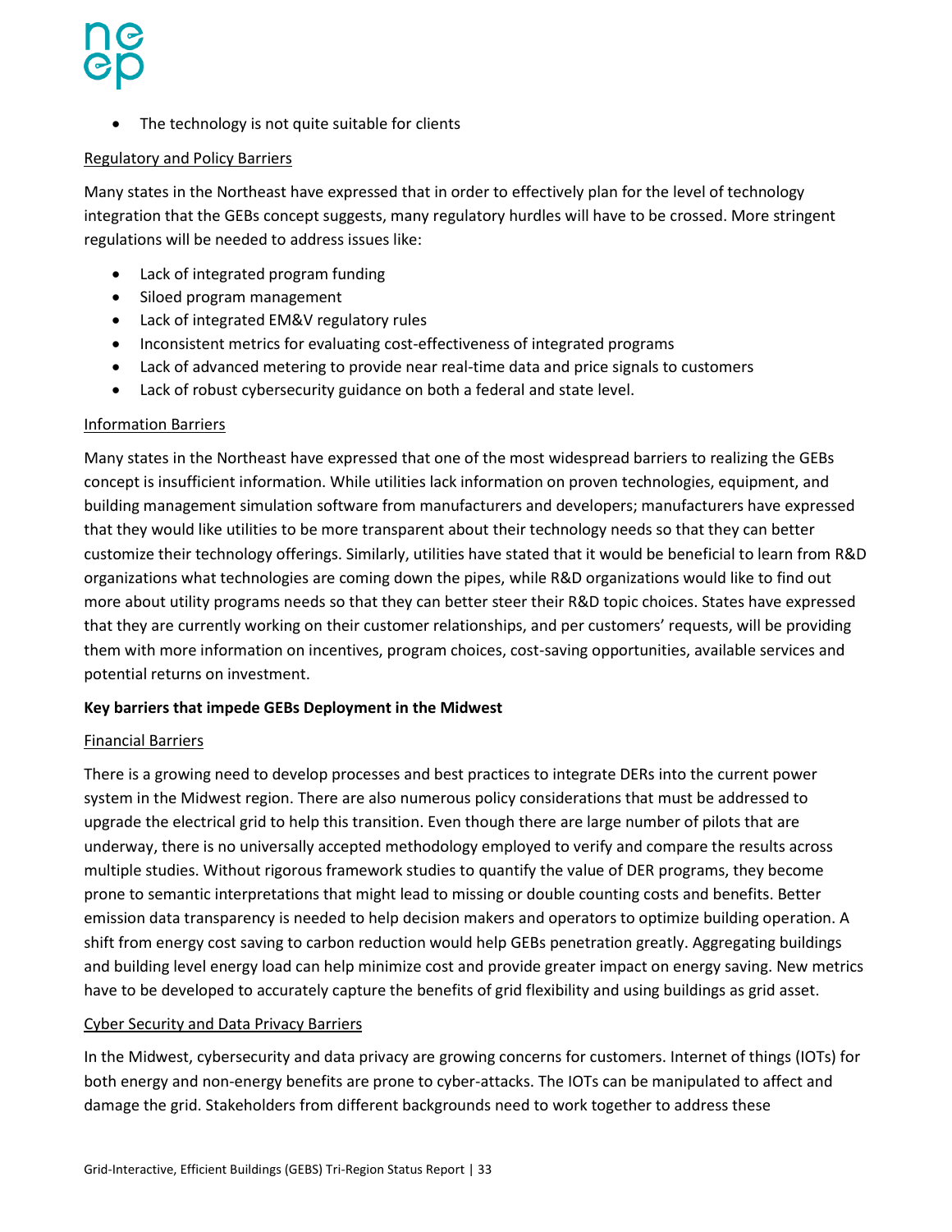- The technology is not quite suitable for clients

Regulatory and Policy Barriers

Many states in the Northeast have expressed that in order to effectively plan for the level of technology integration that the GEBs concept suggests, many regulatory hurdles will have to be crossed. More stringent regulations will be needed to address issues like:

- Lack of integrated program funding
- Siloed program management
- Lack of integrated EM&V regulatory rules
- Inconsistent metrics for evaluating cost-effectiveness of integrated programs
- Lack of advanced metering to provide near real-time data and price signals to customers
- Lack of robust cybersecurity guidance on both a federal and state level.

Information Barriers

Many states in the Northeast have expressed that one of the most widespread barriers to realizing the GEBs concept is insufficient information. While utilities lack information on proven technologies, equipment, and building management simulation software from manufacturers and developers; manufacturers have expressed that they would like utilities to be more transparent about their technology needs so that they can better customize their technology offerings. Similarly, utilities have stated that it would be beneficial to learn from R&D organizations what technologies are coming down the pipes, while R&D organizations would like to find out more about utility programs needs so that they can better steer their R&D topic choices. States have expressed that they are currently working on their customer relationships, and per customers' requests, will be providing them with more information on incentives, program choices, cost-saving opportunities, available services and potential returns on investment.

**Key barriers that impede GEBs Deployment in the Midwest**

Financial Barriers

There is a growing need to develop processes and best practices to integrate DERs into the current power system in the Midwest region. There are also numerous policy considerations that must be addressed to upgrade the electrical grid to help this transition. Even though there are large number of pilots that are underway, there is no universally accepted methodology employed to verify and compare the results across multiple studies. Without rigorous framework studies to quantify the value of DER programs, they become prone to semantic interpretations that might lead to missing or double counting costs and benefits. Better emission data transparency is needed to help decision makers and operators to optimize building operation. A shift from energy cost saving to carbon reduction would help GEBs penetration greatly. Aggregating buildings and building level energy load can help minimize cost and provide greater impact on energy saving. New metrics have to be developed to accurately capture the benefits of grid flexibility and using buildings as grid asset.

Cyber Security and Data Privacy Barriers

In the Midwest, cybersecurity and data privacy are growing concerns for customers. Internet of things (IOTs) for both energy and non-energy benefits are prone to cyber-attacks. The IOTs can be manipulated to affect and damage the grid. Stakeholders from different backgrounds need to work together to address these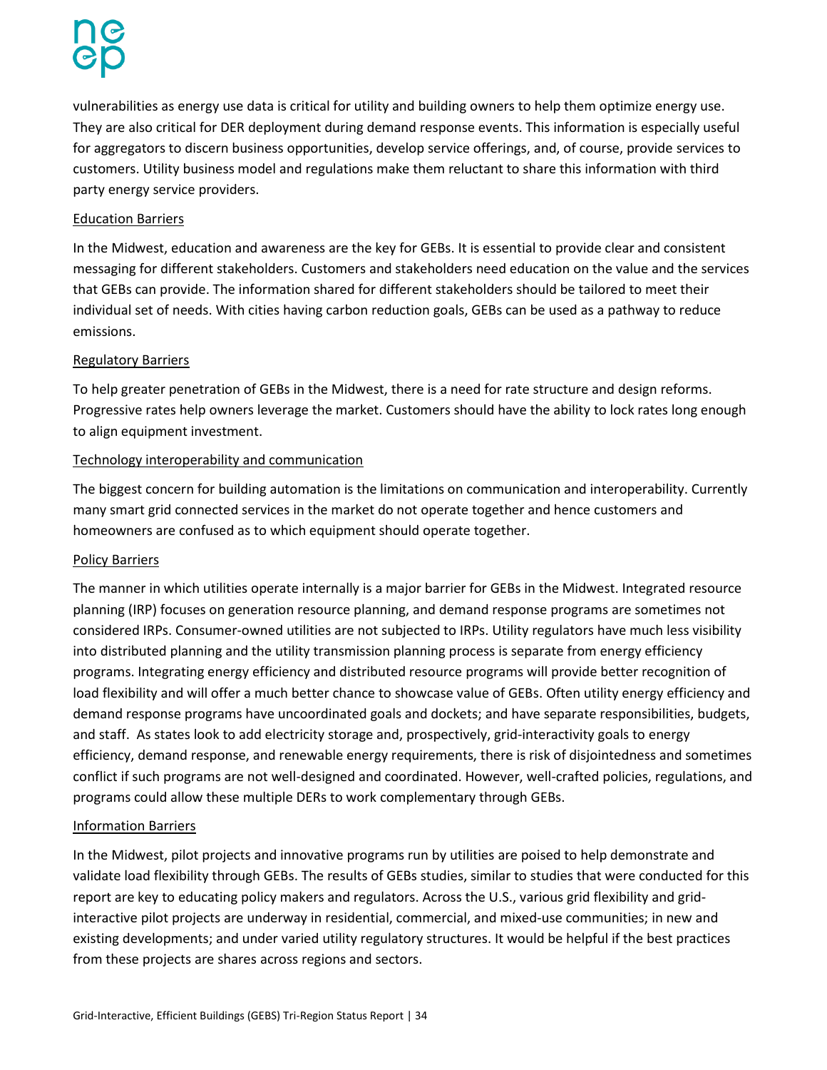vulnerabilities as energy use data is critical for utility and building owners to help them optimize energy use. They are also critical for DER deployment during demand response events. This information is especially useful for aggregators to discern business opportunities, develop service offerings, and, of course, provide services to customers. Utility business model and regulations make them reluctant to share this information with third party energy service providers.

### Education Barriers

In the Midwest, education and awareness are the key for GEBs. It is essential to provide clear and consistent messaging for different stakeholders. Customers and stakeholders need education on the value and the services that GEBs can provide. The information shared for different stakeholders should be tailored to meet their individual set of needs. With cities having carbon reduction goals, GEBs can be used as a pathway to reduce emissions.

### Regulatory Barriers

To help greater penetration of GEBs in the Midwest, there is a need for rate structure and design reforms. Progressive rates help owners leverage the market. Customers should have the ability to lock rates long enough to align equipment investment.

### Technology interoperability and communication

The biggest concern for building automation is the limitations on communication and interoperability. Currently many smart grid connected services in the market do not operate together and hence customers and homeowners are confused as to which equipment should operate together.

### Policy Barriers

The manner in which utilities operate internally is a major barrier for GEBs in the Midwest. Integrated resource planning (IRP) focuses on generation resource planning, and demand response programs are sometimes not considered IRPs. Consumer-owned utilities are not subjected to IRPs. Utility regulators have much less visibility into distributed planning and the utility transmission planning process is separate from energy efficiency programs. Integrating energy efficiency and distributed resource programs will provide better recognition of load flexibility and will offer a much better chance to showcase value of GEBs. Often utility energy efficiency and demand response programs have uncoordinated goals and dockets; and have separate responsibilities, budgets, and staff. As states look to add electricity storage and, prospectively, grid-interactivity goals to energy efficiency, demand response, and renewable energy requirements, there is risk of disjointedness and sometimes conflict if such programs are not well-designed and coordinated. However, well-crafted policies, regulations, and programs could allow these multiple DERs to work complementary through GEBs.

### Information Barriers

In the Midwest, pilot projects and innovative programs run by utilities are poised to help demonstrate and validate load flexibility through GEBs. The results of GEBs studies, similar to studies that were conducted for this report are key to educating policy makers and regulators. Across the U.S., various grid flexibility and grid-interactive pilot projects are underway in residential, commercial, and mixed-use communities; in new and existing developments; and under varied utility regulatory structures. It would be helpful if the best practices from these projects are shares across regions and sectors.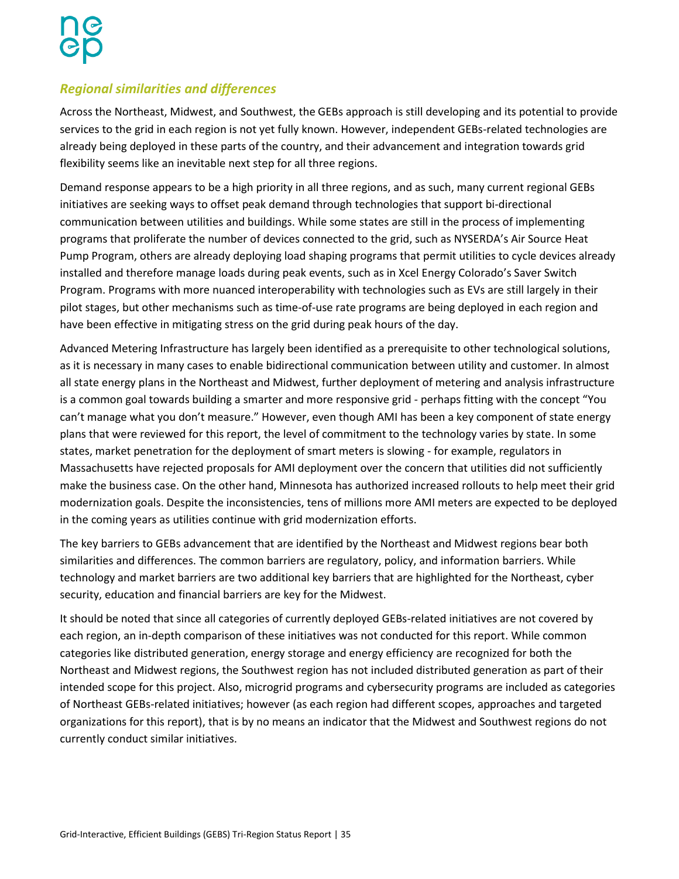### *Regional similarities and differences*

Across the Northeast, Midwest, and Southwest, the GEBs approach is still developing and its potential to provide services to the grid in each region is not yet fully known. However, independent GEBs-related technologies are already being deployed in these parts of the country, and their advancement and integration towards grid flexibility seems like an inevitable next step for all three regions.

Demand response appears to be a high priority in all three regions, and as such, many current regional GEBs initiatives are seeking ways to offset peak demand through technologies that support bi-directional communication between utilities and buildings. While some states are still in the process of implementing programs that proliferate the number of devices connected to the grid, such as NYSERDA's Air Source Heat Pump Program, others are already deploying load shaping programs that permit utilities to cycle devices already installed and therefore manage loads during peak events, such as in Xcel Energy Colorado's Saver Switch Program. Programs with more nuanced interoperability with technologies such as EVs are still largely in their pilot stages, but other mechanisms such as time-of-use rate programs are being deployed in each region and have been effective in mitigating stress on the grid during peak hours of the day.

Advanced Metering Infrastructure has largely been identified as a prerequisite to other technological solutions, as it is necessary in many cases to enable bidirectional communication between utility and customer. In almost all state energy plans in the Northeast and Midwest, further deployment of metering and analysis infrastructure is a common goal towards building a smarter and more responsive grid - perhaps fitting with the concept "You can't manage what you don't measure." However, even though AMI has been a key component of state energy plans that were reviewed for this report, the level of commitment to the technology varies by state. In some states, market penetration for the deployment of smart meters is slowing - for example, regulators in Massachusetts have rejected proposals for AMI deployment over the concern that utilities did not sufficiently make the business case. On the other hand, Minnesota has authorized increased rollouts to help meet their grid modernization goals. Despite the inconsistencies, tens of millions more AMI meters are expected to be deployed in the coming years as utilities continue with grid modernization efforts.

The key barriers to GEBs advancement that are identified by the Northeast and Midwest regions bear both similarities and differences. The common barriers are regulatory, policy, and information barriers. While technology and market barriers are two additional key barriers that are highlighted for the Northeast, cyber security, education and financial barriers are key for the Midwest.

It should be noted that since all categories of currently deployed GEBs-related initiatives are not covered by each region, an in-depth comparison of these initiatives was not conducted for this report. While common categories like distributed generation, energy storage and energy efficiency are recognized for both the Northeast and Midwest regions, the Southwest region has not included distributed generation as part of their intended scope for this project. Also, microgrid programs and cybersecurity programs are included as categories of Northeast GEBs-related initiatives; however (as each region had different scopes, approaches and targeted organizations for this report), that is by no means an indicator that the Midwest and Southwest regions do not currently conduct similar initiatives.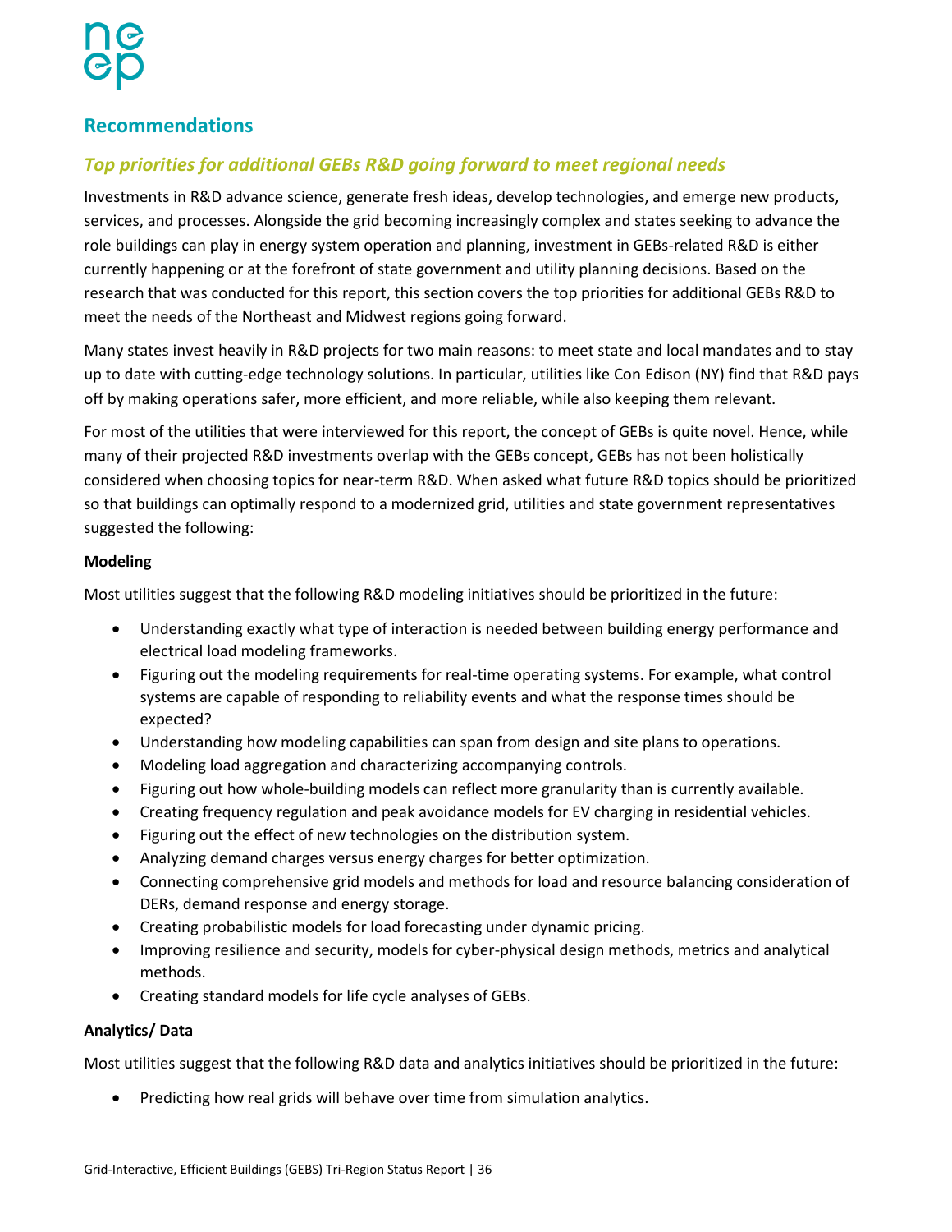## Recommendations

### *Top priorities for additional GEBs R&D going forward to meet regional needs*

Investments in R&D advance science, generate fresh ideas, develop technologies, and emerge new products, services, and processes. Alongside the grid becoming increasingly complex and states seeking to advance the role buildings can play in energy system operation and planning, investment in GEBs-related R&D is either currently happening or at the forefront of state government and utility planning decisions. Based on the research that was conducted for this report, this section covers the top priorities for additional GEBs R&D to meet the needs of the Northeast and Midwest regions going forward.

Many states invest heavily in R&D projects for two main reasons: to meet state and local mandates and to stay up to date with cutting-edge technology solutions. In particular, utilities like Con Edison (NY) find that R&D pays off by making operations safer, more efficient, and more reliable, while also keeping them relevant.

For most of the utilities that were interviewed for this report, the concept of GEBs is quite novel. Hence, while many of their projected R&D investments overlap with the GEBs concept, GEBs has not been holistically considered when choosing topics for near-term R&D. When asked what future R&D topics should be prioritized so that buildings can optimally respond to a modernized grid, utilities and state government representatives suggested the following:

**Modeling**

Most utilities suggest that the following R&D modeling initiatives should be prioritized in the future:

- Understanding exactly what type of interaction is needed between building energy performance and electrical load modeling frameworks.
- Figuring out the modeling requirements for real-time operating systems. For example, what control systems are capable of responding to reliability events and what the response times should be expected?
- Understanding how modeling capabilities can span from design and site plans to operations.
- Modeling load aggregation and characterizing accompanying controls.
- Figuring out how whole-building models can reflect more granularity than is currently available.
- Creating frequency regulation and peak avoidance models for EV charging in residential vehicles.
- Figuring out the effect of new technologies on the distribution system.
- Analyzing demand charges versus energy charges for better optimization.
- Connecting comprehensive grid models and methods for load and resource balancing consideration of DERs, demand response and energy storage.
- Creating probabilistic models for load forecasting under dynamic pricing.
- Improving resilience and security, models for cyber-physical design methods, metrics and analytical methods.
- Creating standard models for life cycle analyses of GEBs.

**Analytics/ Data**

Most utilities suggest that the following R&D data and analytics initiatives should be prioritized in the future:

- Predicting how real grids will behave over time from simulation analytics.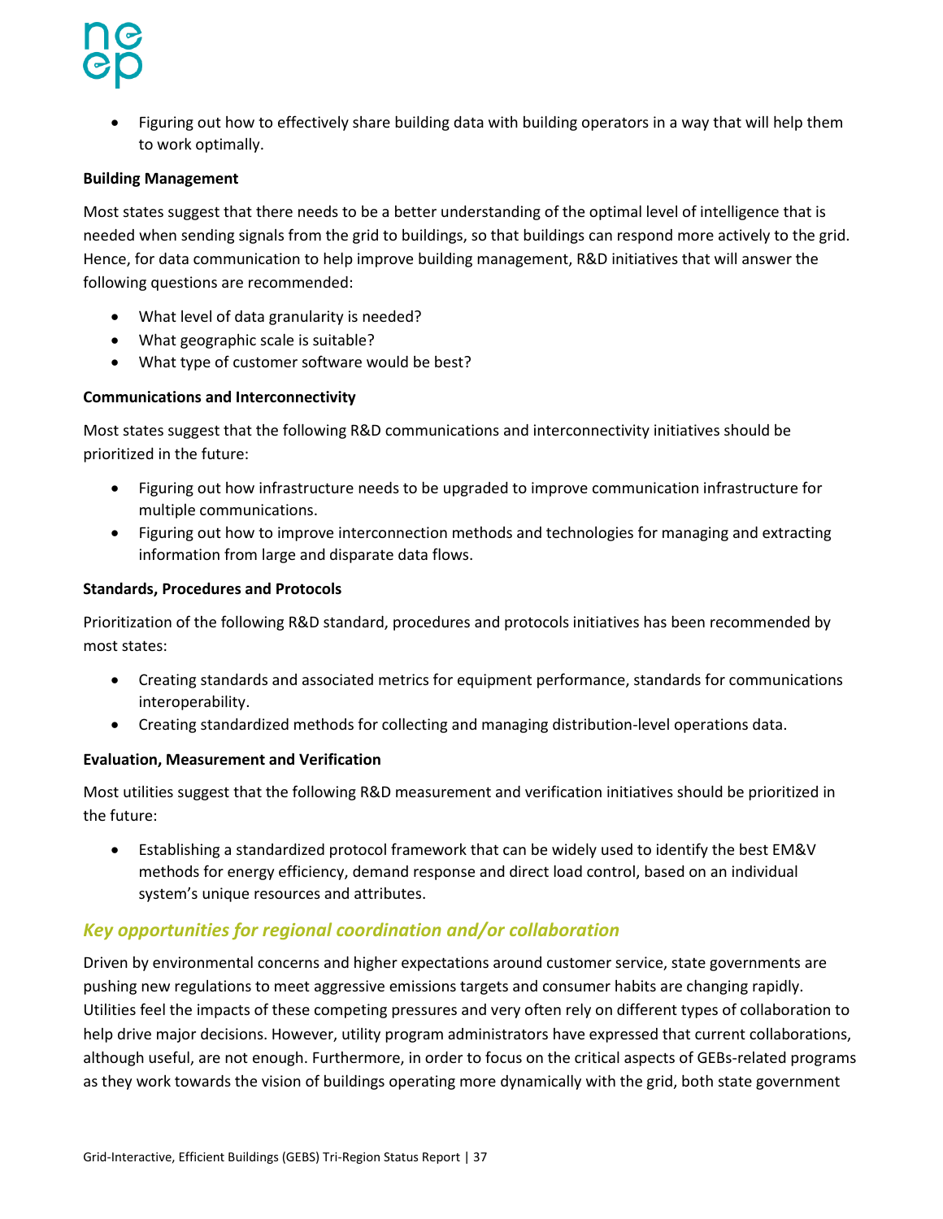- Figuring out how to effectively share building data with building operators in a way that will help them to work optimally.

**Building Management**

Most states suggest that there needs to be a better understanding of the optimal level of intelligence that is needed when sending signals from the grid to buildings, so that buildings can respond more actively to the grid. Hence, for data communication to help improve building management, R&D initiatives that will answer the following questions are recommended:

- What level of data granularity is needed?
- What geographic scale is suitable?
- What type of customer software would be best?

**Communications and Interconnectivity**

Most states suggest that the following R&D communications and interconnectivity initiatives should be prioritized in the future:

- Figuring out how infrastructure needs to be upgraded to improve communication infrastructure for multiple communications.
- Figuring out how to improve interconnection methods and technologies for managing and extracting information from large and disparate data flows.

**Standards, Procedures and Protocols**

Prioritization of the following R&D standard, procedures and protocols initiatives has been recommended by most states:

- Creating standards and associated metrics for equipment performance, standards for communications interoperability.
- Creating standardized methods for collecting and managing distribution-level operations data.

**Evaluation, Measurement and Verification**

Most utilities suggest that the following R&D measurement and verification initiatives should be prioritized in the future:

- Establishing a standardized protocol framework that can be widely used to identify the best EM&V methods for energy efficiency, demand response and direct load control, based on an individual system's unique resources and attributes.

## *Key opportunities for regional coordination and/or collaboration*

Driven by environmental concerns and higher expectations around customer service, state governments are pushing new regulations to meet aggressive emissions targets and consumer habits are changing rapidly. Utilities feel the impacts of these competing pressures and very often rely on different types of collaboration to help drive major decisions. However, utility program administrators have expressed that current collaborations, although useful, are not enough. Furthermore, in order to focus on the critical aspects of GEBs-related programs as they work towards the vision of buildings operating more dynamically with the grid, both state government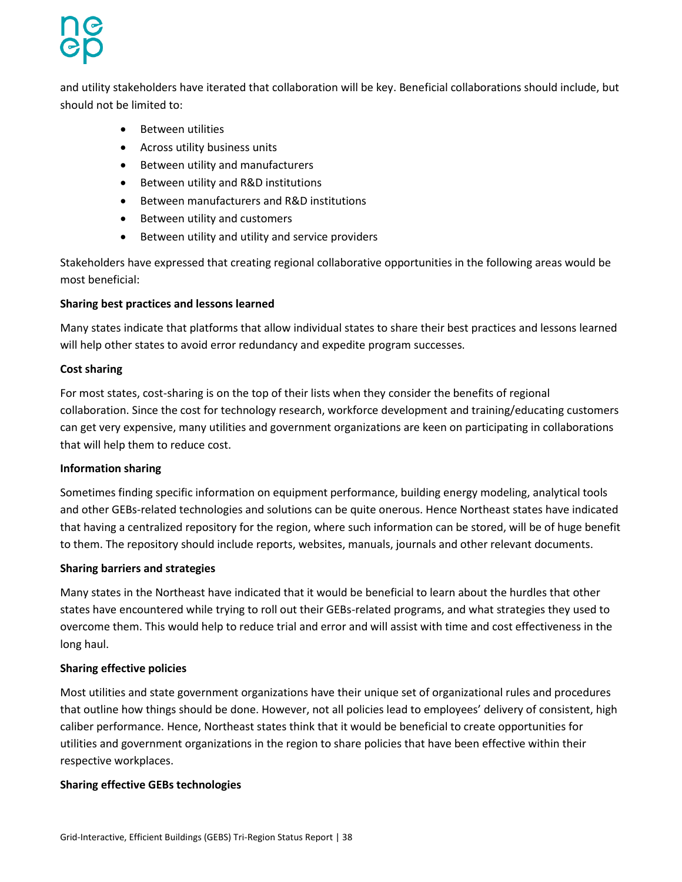and utility stakeholders have iterated that collaboration will be key. Beneficial collaborations should include, but should not be limited to:

- Between utilities
- Across utility business units
- Between utility and manufacturers
- Between utility and R&D institutions
- Between manufacturers and R&D institutions
- Between utility and customers
- Between utility and utility and service providers

Stakeholders have expressed that creating regional collaborative opportunities in the following areas would be most beneficial:

**Sharing best practices and lessons learned**

Many states indicate that platforms that allow individual states to share their best practices and lessons learned will help other states to avoid error redundancy and expedite program successes.

**Cost sharing**

For most states, cost-sharing is on the top of their lists when they consider the benefits of regional collaboration. Since the cost for technology research, workforce development and training/educating customers can get very expensive, many utilities and government organizations are keen on participating in collaborations that will help them to reduce cost.

**Information sharing**

Sometimes finding specific information on equipment performance, building energy modeling, analytical tools and other GEBs-related technologies and solutions can be quite onerous. Hence Northeast states have indicated that having a centralized repository for the region, where such information can be stored, will be of huge benefit to them. The repository should include reports, websites, manuals, journals and other relevant documents.

**Sharing barriers and strategies**

Many states in the Northeast have indicated that it would be beneficial to learn about the hurdles that other states have encountered while trying to roll out their GEBs-related programs, and what strategies they used to overcome them. This would help to reduce trial and error and will assist with time and cost effectiveness in the long haul.

**Sharing effective policies**

Most utilities and state government organizations have their unique set of organizational rules and procedures that outline how things should be done. However, not all policies lead to employees' delivery of consistent, high caliber performance. Hence, Northeast states think that it would be beneficial to create opportunities for utilities and government organizations in the region to share policies that have been effective within their respective workplaces.

**Sharing effective GEBs technologies**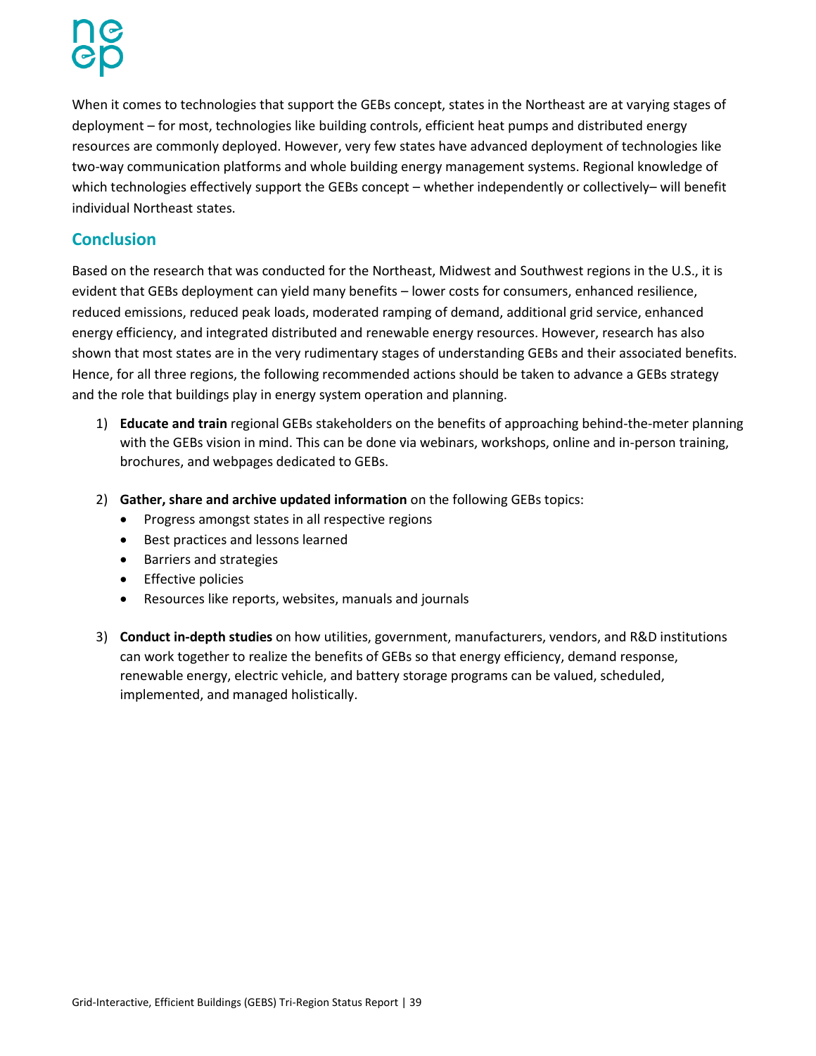When it comes to technologies that support the GEBs concept, states in the Northeast are at varying stages of deployment – for most, technologies like building controls, efficient heat pumps and distributed energy resources are commonly deployed. However, very few states have advanced deployment of technologies like two-way communication platforms and whole building energy management systems. Regional knowledge of which technologies effectively support the GEBs concept – whether independently or collectively– will benefit individual Northeast states.

## Conclusion

Based on the research that was conducted for the Northeast, Midwest and Southwest regions in the U.S., it is evident that GEBs deployment can yield many benefits – lower costs for consumers, enhanced resilience, reduced emissions, reduced peak loads, moderated ramping of demand, additional grid service, enhanced energy efficiency, and integrated distributed and renewable energy resources. However, research has also shown that most states are in the very rudimentary stages of understanding GEBs and their associated benefits. Hence, for all three regions, the following recommended actions should be taken to advance a GEBs strategy and the role that buildings play in energy system operation and planning.

1) **Educate and train** regional GEBs stakeholders on the benefits of approaching behind-the-meter planning with the GEBs vision in mind. This can be done via webinars, workshops, online and in-person training, brochures, and webpages dedicated to GEBs.

2) **Gather, share and archive updated information** on the following GEBs topics:
   - Progress amongst states in all respective regions
   - Best practices and lessons learned
   - Barriers and strategies
   - Effective policies
   - Resources like reports, websites, manuals and journals

3) **Conduct in-depth studies** on how utilities, government, manufacturers, vendors, and R&D institutions can work together to realize the benefits of GEBs so that energy efficiency, demand response, renewable energy, electric vehicle, and battery storage programs can be valued, scheduled, implemented, and managed holistically.